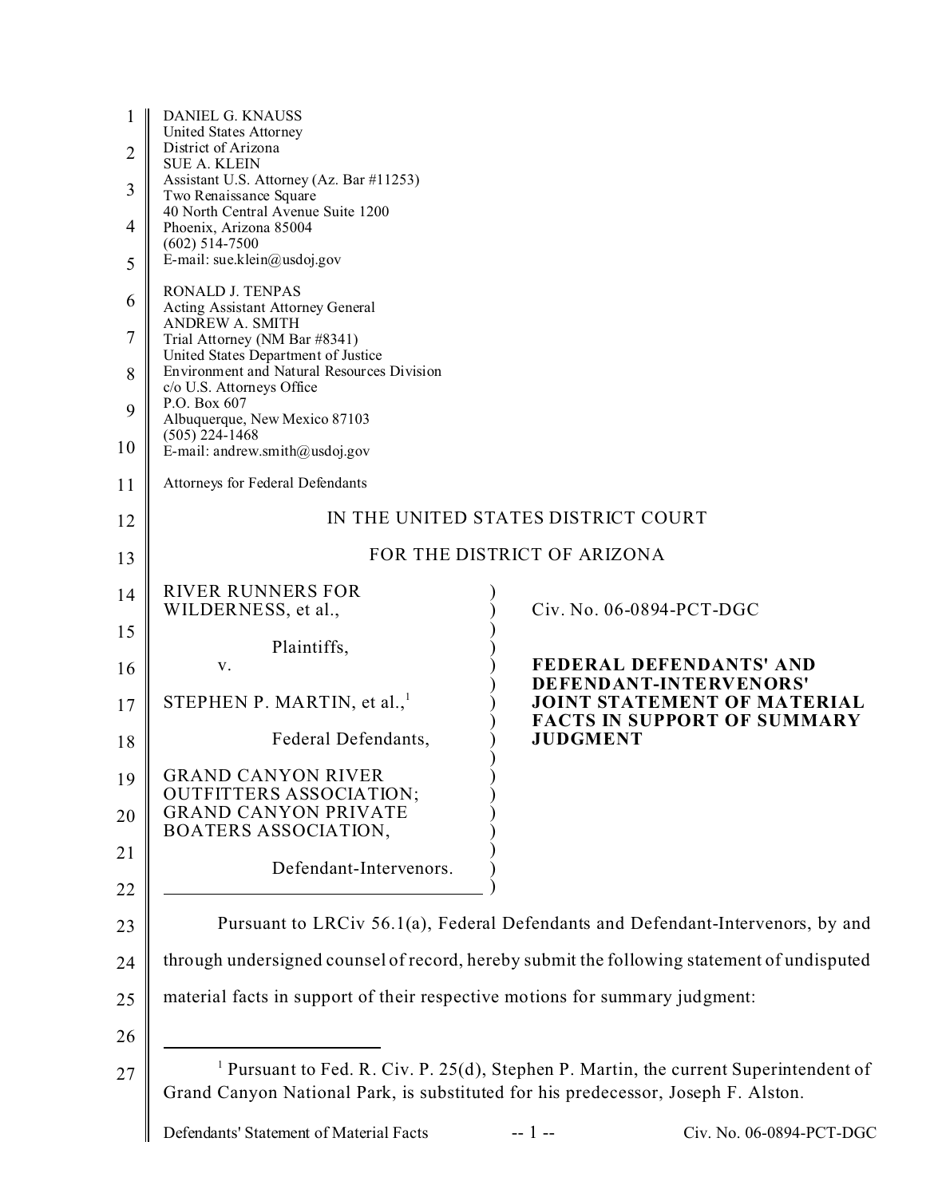DANIEL G. KNAUSS
United States Attorney
District of Arizona
SUE A. KLEIN
Assistant U.S. Attorney (Az. Bar #11253)
Two Renaissance Square
40 North Central Avenue Suite 1200
Phoenix, Arizona 85004
(602) 514-7500
E-mail: sue.klein@usdoj.gov

RONALD J. TENPAS
Acting Assistant Attorney General
ANDREW A. SMITH
Trial Attorney (NM Bar #8341)
United States Department of Justice
Environment and Natural Resources Division
c/o U.S. Attorneys Office
P.O. Box 607
Albuquerque, New Mexico 87103
(505) 224-1468
E-mail: andrew.smith@usdoj.gov

Attorneys for Federal Defendants

IN THE UNITED STATES DISTRICT COURT

FOR THE DISTRICT OF ARIZONA

RIVER RUNNERS FOR WILDERNESS, et al.,

Plaintiffs,

v.

STEPHEN P. MARTIN, et al.,[1]

Federal Defendants,

GRAND CANYON RIVER OUTFITTERS ASSOCIATION; GRAND CANYON PRIVATE BOATERS ASSOCIATION,

Defendant-Intervenors.

Civ. No. 06-0894-PCT-DGC

**FEDERAL DEFENDANTS' AND DEFENDANT-INTERVENORS' JOINT STATEMENT OF MATERIAL FACTS IN SUPPORT OF SUMMARY JUDGMENT**

Pursuant to LRCiv 56.1(a), Federal Defendants and Defendant-Intervenors, by and through undersigned counsel of record, hereby submit the following statement of undisputed material facts in support of their respective motions for summary judgment:

---

[1] Pursuant to Fed. R. Civ. P. 25(d), Stephen P. Martin, the current Superintendent of Grand Canyon National Park, is substituted for his predecessor, Joseph F. Alston.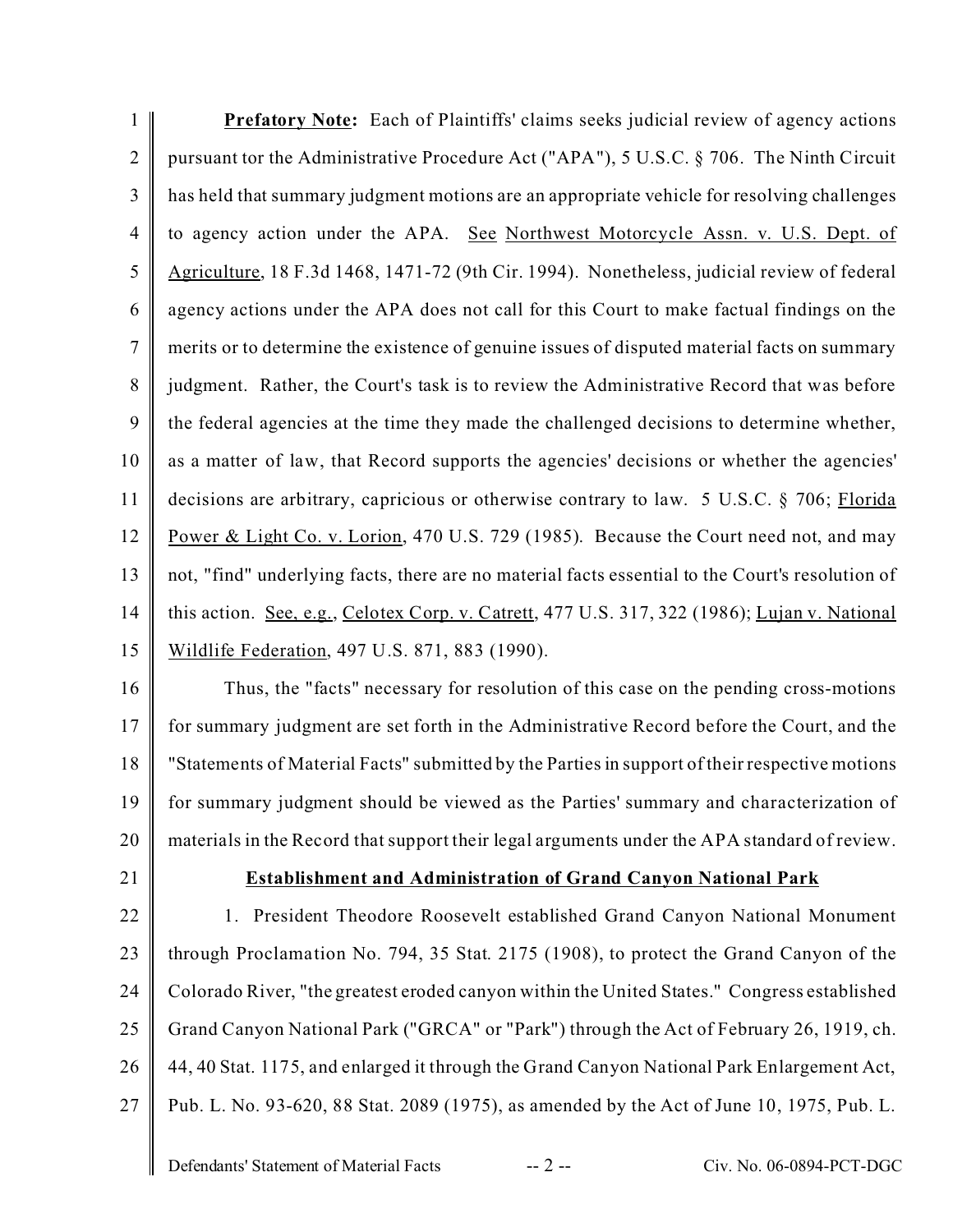**Prefatory Note:** Each of Plaintiffs' claims seeks judicial review of agency actions pursuant tor the Administrative Procedure Act ("APA"), 5 U.S.C. § 706. The Ninth Circuit has held that summary judgment motions are an appropriate vehicle for resolving challenges to agency action under the APA. See Northwest Motorcycle Assn. v. U.S. Dept. of Agriculture, 18 F.3d 1468, 1471-72 (9th Cir. 1994). Nonetheless, judicial review of federal agency actions under the APA does not call for this Court to make factual findings on the merits or to determine the existence of genuine issues of disputed material facts on summary judgment. Rather, the Court's task is to review the Administrative Record that was before the federal agencies at the time they made the challenged decisions to determine whether, as a matter of law, that Record supports the agencies' decisions or whether the agencies' decisions are arbitrary, capricious or otherwise contrary to law. 5 U.S.C. § 706; Florida Power & Light Co. v. Lorion, 470 U.S. 729 (1985). Because the Court need not, and may not, "find" underlying facts, there are no material facts essential to the Court's resolution of this action. See, e.g., Celotex Corp. v. Catrett, 477 U.S. 317, 322 (1986); Lujan v. National Wildlife Federation, 497 U.S. 871, 883 (1990).

Thus, the "facts" necessary for resolution of this case on the pending cross-motions for summary judgment are set forth in the Administrative Record before the Court, and the "Statements of Material Facts" submitted by the Parties in support of their respective motions for summary judgment should be viewed as the Parties' summary and characterization of materials in the Record that support their legal arguments under the APA standard of review.

## Establishment and Administration of Grand Canyon National Park

1. President Theodore Roosevelt established Grand Canyon National Monument through Proclamation No. 794, 35 Stat. 2175 (1908), to protect the Grand Canyon of the Colorado River, "the greatest eroded canyon within the United States." Congress established Grand Canyon National Park ("GRCA" or "Park") through the Act of February 26, 1919, ch. 44, 40 Stat. 1175, and enlarged it through the Grand Canyon National Park Enlargement Act, Pub. L. No. 93-620, 88 Stat. 2089 (1975), as amended by the Act of June 10, 1975, Pub. L.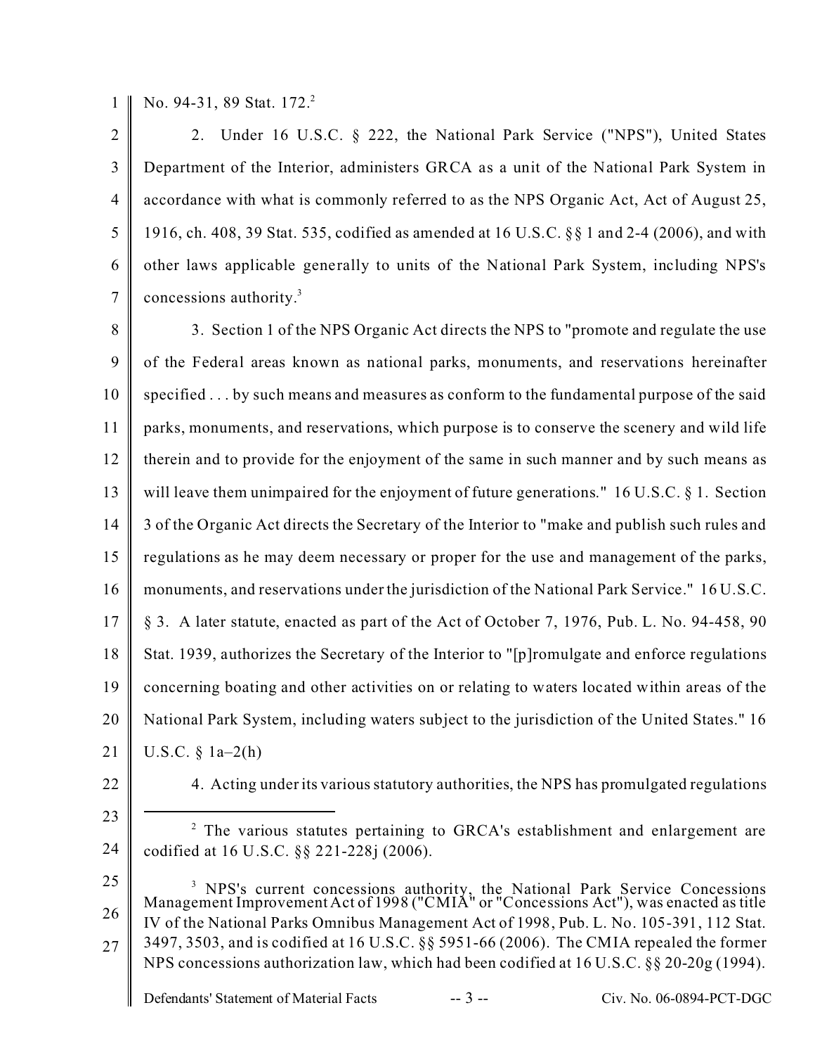No. 94-31, 89 Stat. 172.[2]

2. Under 16 U.S.C. § 222, the National Park Service ("NPS"), United States Department of the Interior, administers GRCA as a unit of the National Park System in accordance with what is commonly referred to as the NPS Organic Act, Act of August 25, 1916, ch. 408, 39 Stat. 535, codified as amended at 16 U.S.C. §§ 1 and 2-4 (2006), and with other laws applicable generally to units of the National Park System, including NPS's concessions authority.[3]

3. Section 1 of the NPS Organic Act directs the NPS to "promote and regulate the use of the Federal areas known as national parks, monuments, and reservations hereinafter specified . . . by such means and measures as conform to the fundamental purpose of the said parks, monuments, and reservations, which purpose is to conserve the scenery and wild life therein and to provide for the enjoyment of the same in such manner and by such means as will leave them unimpaired for the enjoyment of future generations." 16 U.S.C. § 1. Section 3 of the Organic Act directs the Secretary of the Interior to "make and publish such rules and regulations as he may deem necessary or proper for the use and management of the parks, monuments, and reservations under the jurisdiction of the National Park Service." 16 U.S.C. § 3. A later statute, enacted as part of the Act of October 7, 1976, Pub. L. No. 94-458, 90 Stat. 1939, authorizes the Secretary of the Interior to "[p]romulgate and enforce regulations concerning boating and other activities on or relating to waters located within areas of the National Park System, including waters subject to the jurisdiction of the United States." 16 U.S.C. § 1a–2(h)

4. Acting under its various statutory authorities, the NPS has promulgated regulations

---

[2] The various statutes pertaining to GRCA's establishment and enlargement are codified at 16 U.S.C. §§ 221-228j (2006).

[3] NPS's current concessions authority, the National Park Service Concessions Management Improvement Act of 1998 ("CMIA" or "Concessions Act"), was enacted as title IV of the National Parks Omnibus Management Act of 1998, Pub. L. No. 105-391, 112 Stat. 3497, 3503, and is codified at 16 U.S.C. §§ 5951-66 (2006). The CMIA repealed the former NPS concessions authorization law, which had been codified at 16 U.S.C. §§ 20-20g (1994).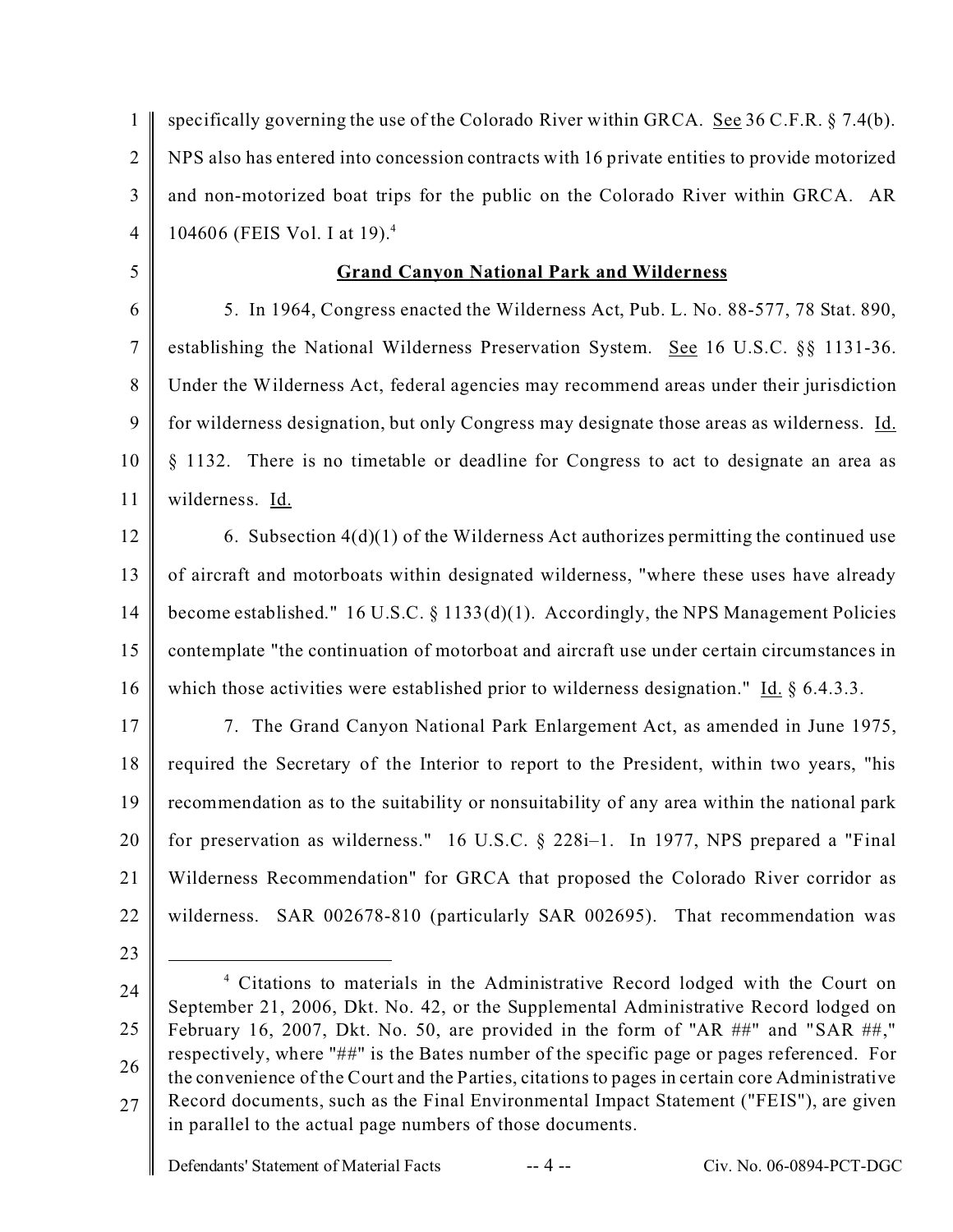specifically governing the use of the Colorado River within GRCA. See 36 C.F.R. § 7.4(b). NPS also has entered into concession contracts with 16 private entities to provide motorized and non-motorized boat trips for the public on the Colorado River within GRCA. AR 104606 (FEIS Vol. I at 19).[4]

## Grand Canyon National Park and Wilderness

5. In 1964, Congress enacted the Wilderness Act, Pub. L. No. 88-577, 78 Stat. 890, establishing the National Wilderness Preservation System. See 16 U.S.C. §§ 1131-36. Under the Wilderness Act, federal agencies may recommend areas under their jurisdiction for wilderness designation, but only Congress may designate those areas as wilderness. Id. § 1132. There is no timetable or deadline for Congress to act to designate an area as wilderness. Id.

6. Subsection 4(d)(1) of the Wilderness Act authorizes permitting the continued use of aircraft and motorboats within designated wilderness, "where these uses have already become established." 16 U.S.C. § 1133(d)(1). Accordingly, the NPS Management Policies contemplate "the continuation of motorboat and aircraft use under certain circumstances in which those activities were established prior to wilderness designation." Id. § 6.4.3.3.

7. The Grand Canyon National Park Enlargement Act, as amended in June 1975, required the Secretary of the Interior to report to the President, within two years, "his recommendation as to the suitability or nonsuitability of any area within the national park for preservation as wilderness." 16 U.S.C. § 228i–1. In 1977, NPS prepared a "Final Wilderness Recommendation" for GRCA that proposed the Colorado River corridor as wilderness. SAR 002678-810 (particularly SAR 002695). That recommendation was

---

[4] Citations to materials in the Administrative Record lodged with the Court on September 21, 2006, Dkt. No. 42, or the Supplemental Administrative Record lodged on February 16, 2007, Dkt. No. 50, are provided in the form of "AR ##" and "SAR ##," respectively, where "##" is the Bates number of the specific page or pages referenced. For the convenience of the Court and the Parties, citations to pages in certain core Administrative Record documents, such as the Final Environmental Impact Statement ("FEIS"), are given in parallel to the actual page numbers of those documents.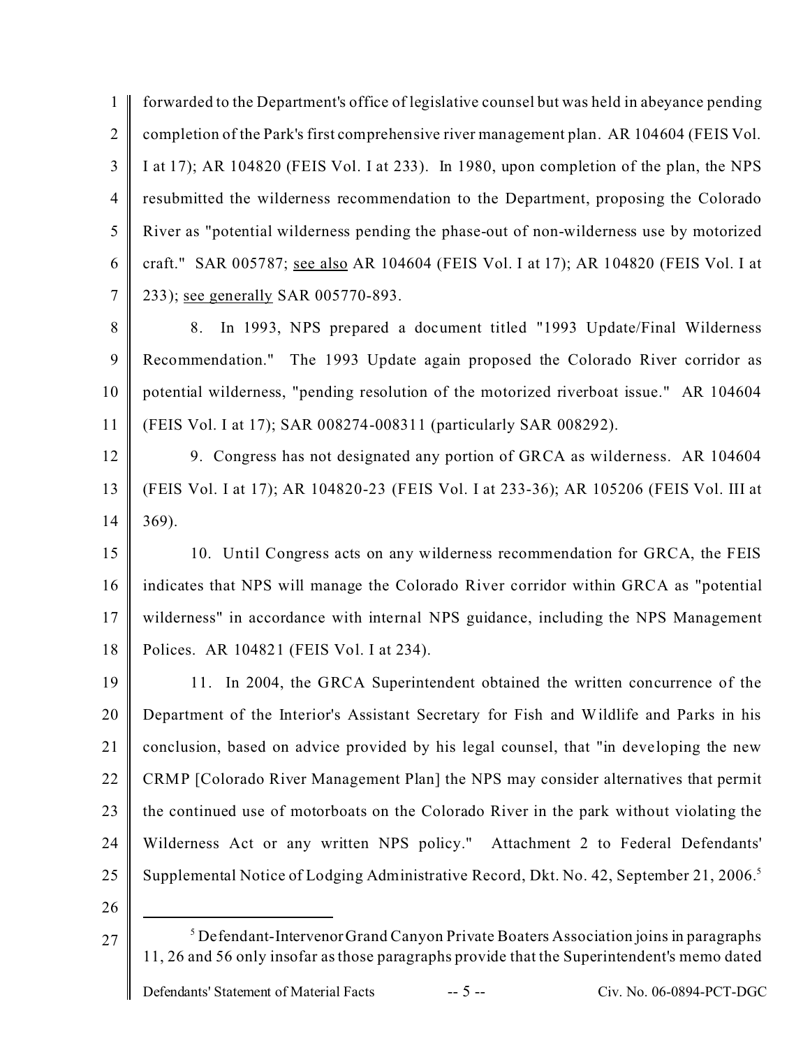forwarded to the Department's office of legislative counsel but was held in abeyance pending completion of the Park's first comprehensive river management plan. AR 104604 (FEIS Vol. I at 17); AR 104820 (FEIS Vol. I at 233). In 1980, upon completion of the plan, the NPS resubmitted the wilderness recommendation to the Department, proposing the Colorado River as "potential wilderness pending the phase-out of non-wilderness use by motorized craft." SAR 005787; see also AR 104604 (FEIS Vol. I at 17); AR 104820 (FEIS Vol. I at 233); see generally SAR 005770-893.

8. In 1993, NPS prepared a document titled "1993 Update/Final Wilderness Recommendation." The 1993 Update again proposed the Colorado River corridor as potential wilderness, "pending resolution of the motorized riverboat issue." AR 104604 (FEIS Vol. I at 17); SAR 008274-008311 (particularly SAR 008292).

9. Congress has not designated any portion of GRCA as wilderness. AR 104604 (FEIS Vol. I at 17); AR 104820-23 (FEIS Vol. I at 233-36); AR 105206 (FEIS Vol. III at 369).

10. Until Congress acts on any wilderness recommendation for GRCA, the FEIS indicates that NPS will manage the Colorado River corridor within GRCA as "potential wilderness" in accordance with internal NPS guidance, including the NPS Management Polices. AR 104821 (FEIS Vol. I at 234).

11. In 2004, the GRCA Superintendent obtained the written concurrence of the Department of the Interior's Assistant Secretary for Fish and Wildlife and Parks in his conclusion, based on advice provided by his legal counsel, that "in developing the new CRMP [Colorado River Management Plan] the NPS may consider alternatives that permit the continued use of motorboats on the Colorado River in the park without violating the Wilderness Act or any written NPS policy." Attachment 2 to Federal Defendants' Supplemental Notice of Lodging Administrative Record, Dkt. No. 42, September 21, 2006.[5]

---

[5] Defendant-Intervenor Grand Canyon Private Boaters Association joins in paragraphs 11, 26 and 56 only insofar as those paragraphs provide that the Superintendent's memo dated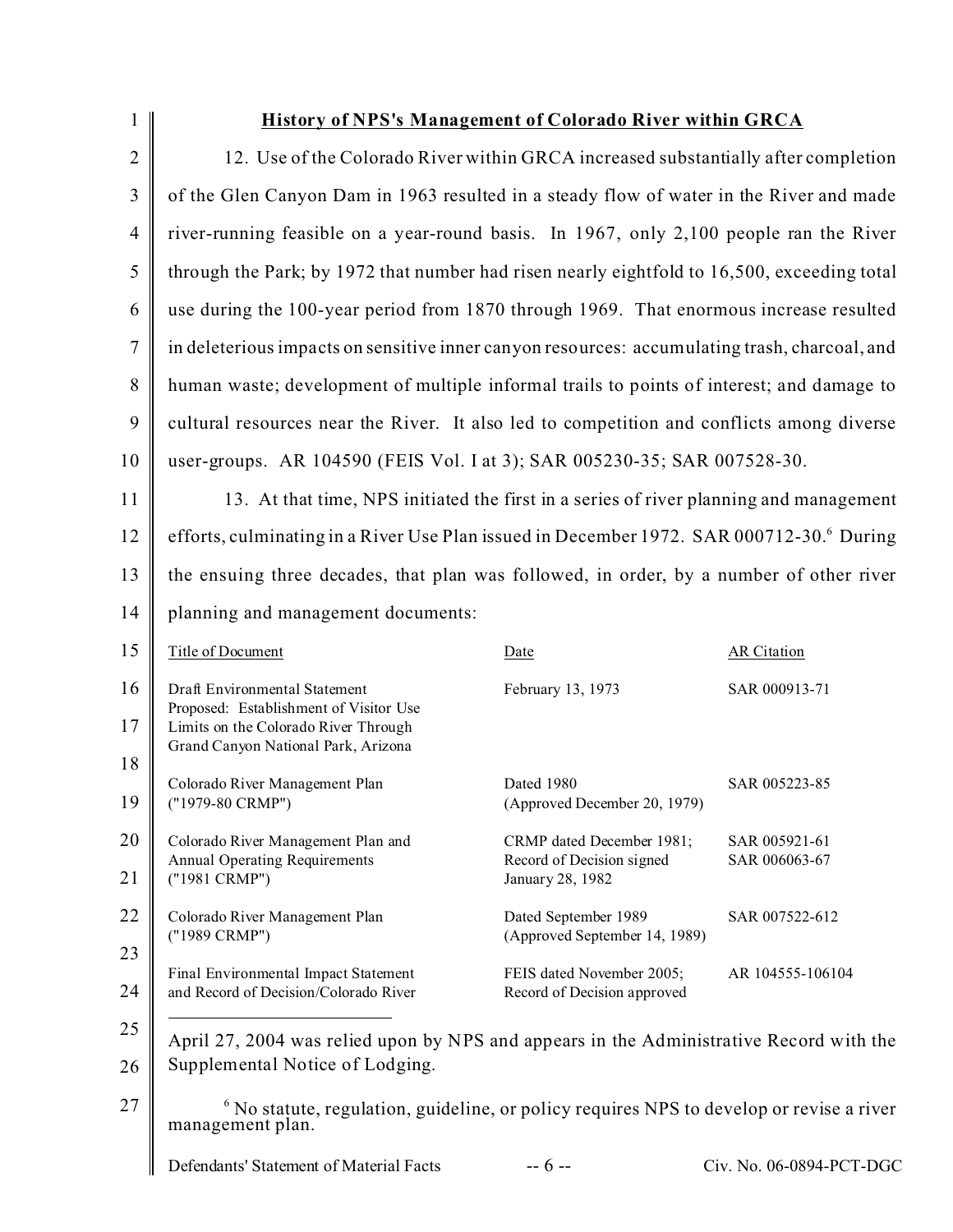## History of NPS's Management of Colorado River within GRCA

12. Use of the Colorado River within GRCA increased substantially after completion of the Glen Canyon Dam in 1963 resulted in a steady flow of water in the River and made river-running feasible on a year-round basis. In 1967, only 2,100 people ran the River through the Park; by 1972 that number had risen nearly eightfold to 16,500, exceeding total use during the 100-year period from 1870 through 1969. That enormous increase resulted in deleterious impacts on sensitive inner canyon resources: accumulating trash, charcoal, and human waste; development of multiple informal trails to points of interest; and damage to cultural resources near the River. It also led to competition and conflicts among diverse user-groups. AR 104590 (FEIS Vol. I at 3); SAR 005230-35; SAR 007528-30.

13. At that time, NPS initiated the first in a series of river planning and management efforts, culminating in a River Use Plan issued in December 1972. SAR 000712-30.[6] During the ensuing three decades, that plan was followed, in order, by a number of other river planning and management documents:

| Title of Document | Date | AR Citation |
|---|---|---|
| Draft Environmental Statement Proposed: Establishment of Visitor Use Limits on the Colorado River Through Grand Canyon National Park, Arizona | February 13, 1973 | SAR 000913-71 |
| Colorado River Management Plan ("1979-80 CRMP") | Dated 1980 (Approved December 20, 1979) | SAR 005223-85 |
| Colorado River Management Plan and Annual Operating Requirements ("1981 CRMP") | CRMP dated December 1981; Record of Decision signed January 28, 1982 | SAR 005921-61 SAR 006063-67 |
| Colorado River Management Plan ("1989 CRMP") | Dated September 1989 (Approved September 14, 1989) | SAR 007522-612 |
| Final Environmental Impact Statement and Record of Decision/Colorado River | FEIS dated November 2005; Record of Decision approved | AR 104555-106104 |

---

April 27, 2004 was relied upon by NPS and appears in the Administrative Record with the Supplemental Notice of Lodging.

[6] No statute, regulation, guideline, or policy requires NPS to develop or revise a river management plan.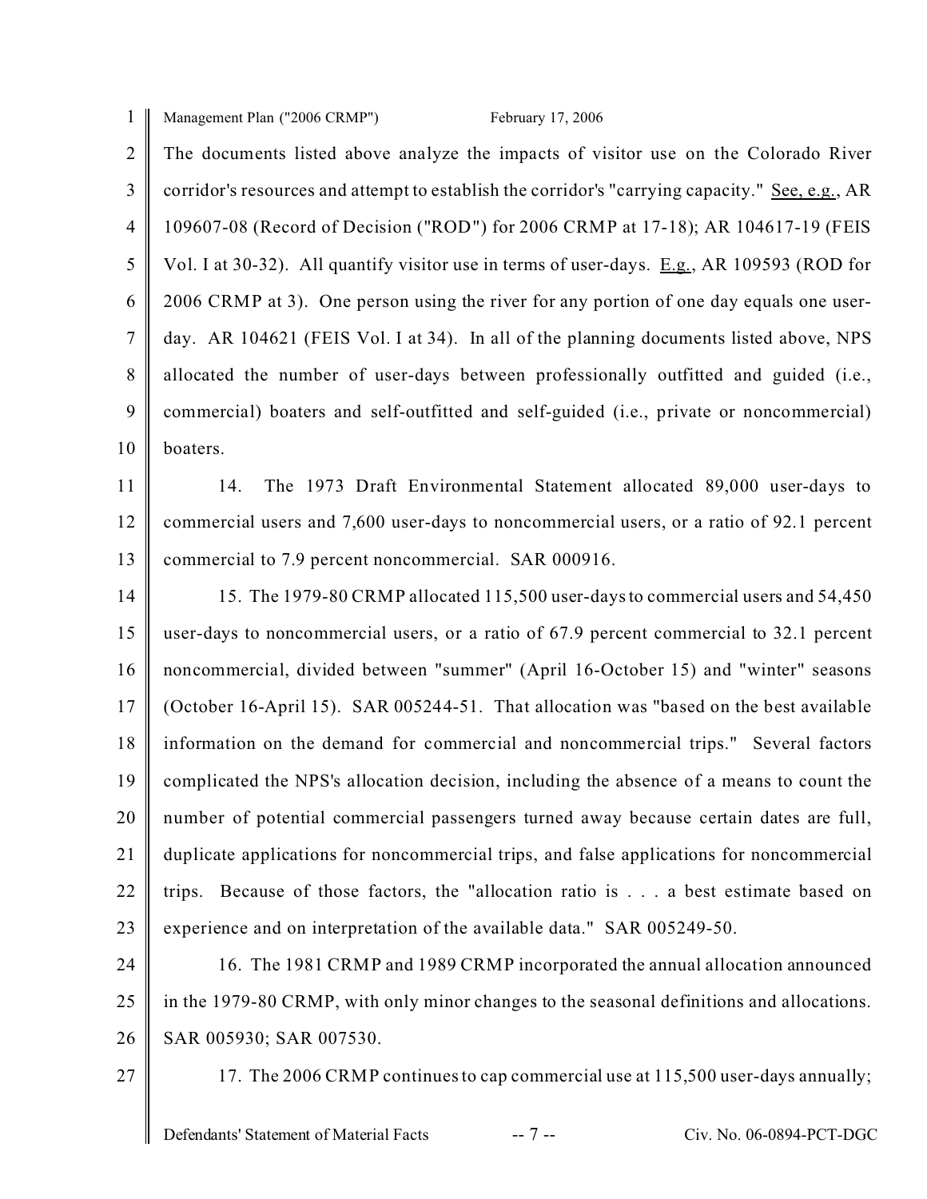Management Plan ("2006 CRMP") February 17, 2006

The documents listed above analyze the impacts of visitor use on the Colorado River corridor's resources and attempt to establish the corridor's "carrying capacity." See, e.g., AR 109607-08 (Record of Decision ("ROD") for 2006 CRMP at 17-18); AR 104617-19 (FEIS Vol. I at 30-32). All quantify visitor use in terms of user-days. E.g., AR 109593 (ROD for 2006 CRMP at 3). One person using the river for any portion of one day equals one user-day. AR 104621 (FEIS Vol. I at 34). In all of the planning documents listed above, NPS allocated the number of user-days between professionally outfitted and guided (i.e., commercial) boaters and self-outfitted and self-guided (i.e., private or noncommercial) boaters.

14. The 1973 Draft Environmental Statement allocated 89,000 user-days to commercial users and 7,600 user-days to noncommercial users, or a ratio of 92.1 percent commercial to 7.9 percent noncommercial. SAR 000916.

15. The 1979-80 CRMP allocated 115,500 user-days to commercial users and 54,450 user-days to noncommercial users, or a ratio of 67.9 percent commercial to 32.1 percent noncommercial, divided between "summer" (April 16-October 15) and "winter" seasons (October 16-April 15). SAR 005244-51. That allocation was "based on the best available information on the demand for commercial and noncommercial trips." Several factors complicated the NPS's allocation decision, including the absence of a means to count the number of potential commercial passengers turned away because certain dates are full, duplicate applications for noncommercial trips, and false applications for noncommercial trips. Because of those factors, the "allocation ratio is . . . a best estimate based on experience and on interpretation of the available data." SAR 005249-50.

16. The 1981 CRMP and 1989 CRMP incorporated the annual allocation announced in the 1979-80 CRMP, with only minor changes to the seasonal definitions and allocations. SAR 005930; SAR 007530.

17. The 2006 CRMP continues to cap commercial use at 115,500 user-days annually;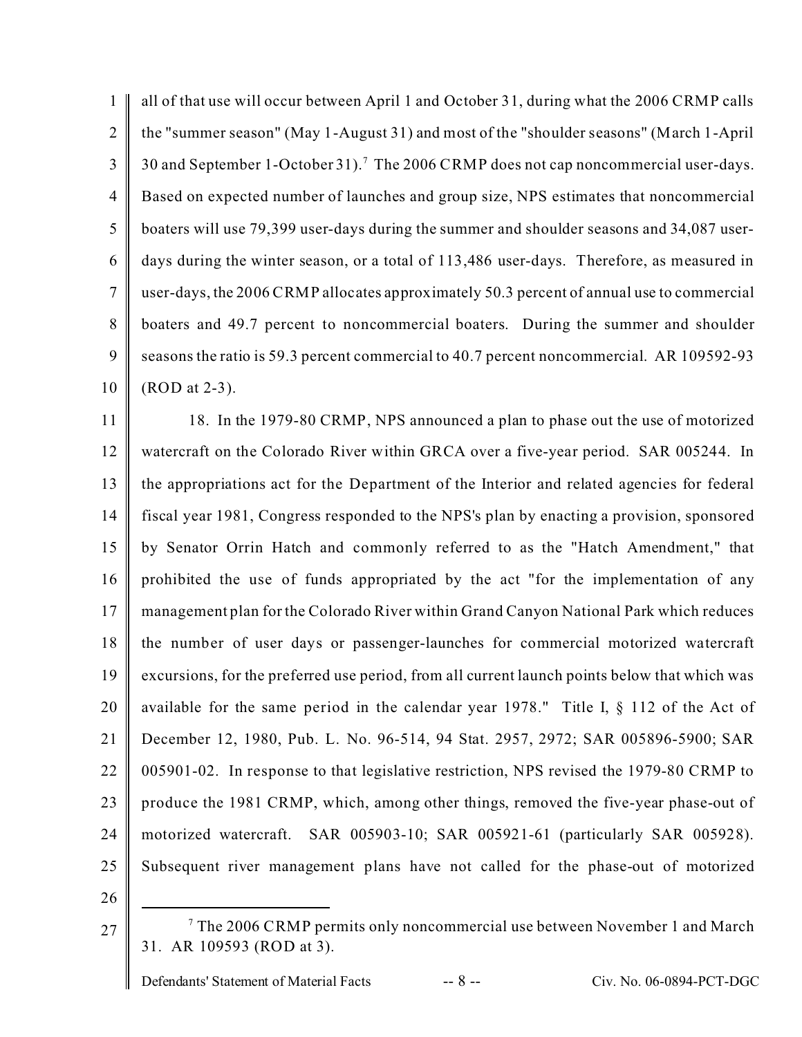all of that use will occur between April 1 and October 31, during what the 2006 CRMP calls the "summer season" (May 1-August 31) and most of the "shoulder seasons" (March 1-April 30 and September 1-October 31).[7] The 2006 CRMP does not cap noncommercial user-days. Based on expected number of launches and group size, NPS estimates that noncommercial boaters will use 79,399 user-days during the summer and shoulder seasons and 34,087 user-days during the winter season, or a total of 113,486 user-days. Therefore, as measured in user-days, the 2006 CRMP allocates approximately 50.3 percent of annual use to commercial boaters and 49.7 percent to noncommercial boaters. During the summer and shoulder seasons the ratio is 59.3 percent commercial to 40.7 percent noncommercial. AR 109592-93 (ROD at 2-3).

18. In the 1979-80 CRMP, NPS announced a plan to phase out the use of motorized watercraft on the Colorado River within GRCA over a five-year period. SAR 005244. In the appropriations act for the Department of the Interior and related agencies for federal fiscal year 1981, Congress responded to the NPS's plan by enacting a provision, sponsored by Senator Orrin Hatch and commonly referred to as the "Hatch Amendment," that prohibited the use of funds appropriated by the act "for the implementation of any management plan for the Colorado River within Grand Canyon National Park which reduces the number of user days or passenger-launches for commercial motorized watercraft excursions, for the preferred use period, from all current launch points below that which was available for the same period in the calendar year 1978." Title I, § 112 of the Act of December 12, 1980, Pub. L. No. 96-514, 94 Stat. 2957, 2972; SAR 005896-5900; SAR 005901-02. In response to that legislative restriction, NPS revised the 1979-80 CRMP to produce the 1981 CRMP, which, among other things, removed the five-year phase-out of motorized watercraft. SAR 005903-10; SAR 005921-61 (particularly SAR 005928). Subsequent river management plans have not called for the phase-out of motorized

[7] The 2006 CRMP permits only noncommercial use between November 1 and March 31. AR 109593 (ROD at 3).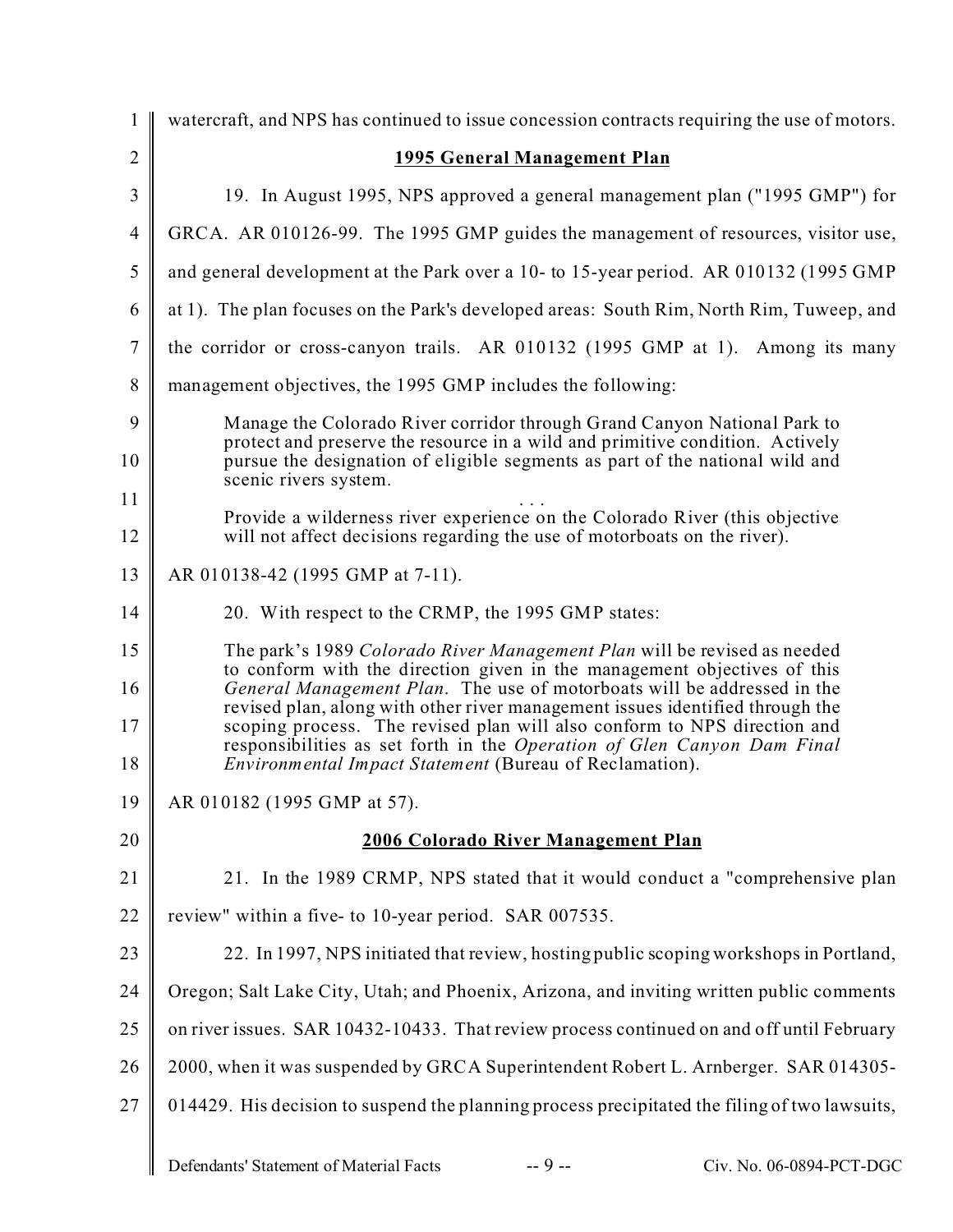watercraft, and NPS has continued to issue concession contracts requiring the use of motors.

## 1995 General Management Plan

19. In August 1995, NPS approved a general management plan ("1995 GMP") for GRCA. AR 010126-99. The 1995 GMP guides the management of resources, visitor use, and general development at the Park over a 10- to 15-year period. AR 010132 (1995 GMP at 1). The plan focuses on the Park's developed areas: South Rim, North Rim, Tuweep, and the corridor or cross-canyon trails. AR 010132 (1995 GMP at 1). Among its many management objectives, the 1995 GMP includes the following:

> Manage the Colorado River corridor through Grand Canyon National Park to protect and preserve the resource in a wild and primitive condition. Actively pursue the designation of eligible segments as part of the national wild and scenic rivers system.
>
> . . .
>
> Provide a wilderness river experience on the Colorado River (this objective will not affect decisions regarding the use of motorboats on the river).

AR 010138-42 (1995 GMP at 7-11).

20. With respect to the CRMP, the 1995 GMP states:

> The park's 1989 *Colorado River Management Plan* will be revised as needed to conform with the direction given in the management objectives of this *General Management Plan*. The use of motorboats will be addressed in the revised plan, along with other river management issues identified through the scoping process. The revised plan will also conform to NPS direction and responsibilities as set forth in the *Operation of Glen Canyon Dam Final Environmental Impact Statement* (Bureau of Reclamation).

AR 010182 (1995 GMP at 57).

## 2006 Colorado River Management Plan

21. In the 1989 CRMP, NPS stated that it would conduct a "comprehensive plan review" within a five- to 10-year period. SAR 007535.

22. In 1997, NPS initiated that review, hosting public scoping workshops in Portland, Oregon; Salt Lake City, Utah; and Phoenix, Arizona, and inviting written public comments on river issues. SAR 10432-10433. That review process continued on and off until February 2000, when it was suspended by GRCA Superintendent Robert L. Arnberger. SAR 014305-014429. His decision to suspend the planning process precipitated the filing of two lawsuits,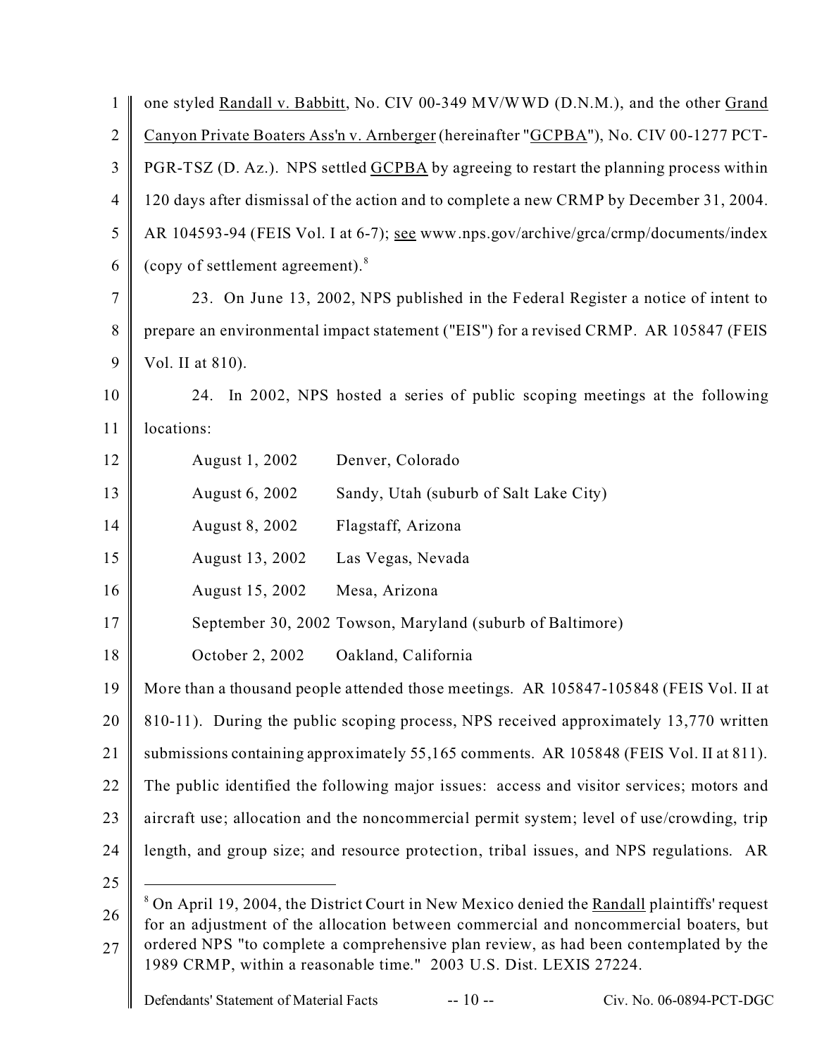one styled Randall v. Babbitt, No. CIV 00-349 MV/WWD (D.N.M.), and the other Grand Canyon Private Boaters Ass'n v. Arnberger (hereinafter "GCPBA"), No. CIV 00-1277 PCT-PGR-TSZ (D. Az.). NPS settled GCPBA by agreeing to restart the planning process within 120 days after dismissal of the action and to complete a new CRMP by December 31, 2004. AR 104593-94 (FEIS Vol. I at 6-7); see www.nps.gov/archive/grca/crmp/documents/index (copy of settlement agreement).[8]

23. On June 13, 2002, NPS published in the Federal Register a notice of intent to prepare an environmental impact statement ("EIS") for a revised CRMP. AR 105847 (FEIS Vol. II at 810).

24. In 2002, NPS hosted a series of public scoping meetings at the following locations:

| | |
|---|---|
| August 1, 2002 | Denver, Colorado |
| August 6, 2002 | Sandy, Utah (suburb of Salt Lake City) |
| August 8, 2002 | Flagstaff, Arizona |
| August 13, 2002 | Las Vegas, Nevada |
| August 15, 2002 | Mesa, Arizona |
| September 30, 2002 | Towson, Maryland (suburb of Baltimore) |
| October 2, 2002 | Oakland, California |

More than a thousand people attended those meetings. AR 105847-105848 (FEIS Vol. II at 810-11). During the public scoping process, NPS received approximately 13,770 written submissions containing approximately 55,165 comments. AR 105848 (FEIS Vol. II at 811). The public identified the following major issues: access and visitor services; motors and aircraft use; allocation and the noncommercial permit system; level of use/crowding, trip length, and group size; and resource protection, tribal issues, and NPS regulations. AR

---

[8] On April 19, 2004, the District Court in New Mexico denied the Randall plaintiffs' request for an adjustment of the allocation between commercial and noncommercial boaters, but ordered NPS "to complete a comprehensive plan review, as had been contemplated by the 1989 CRMP, within a reasonable time." 2003 U.S. Dist. LEXIS 27224.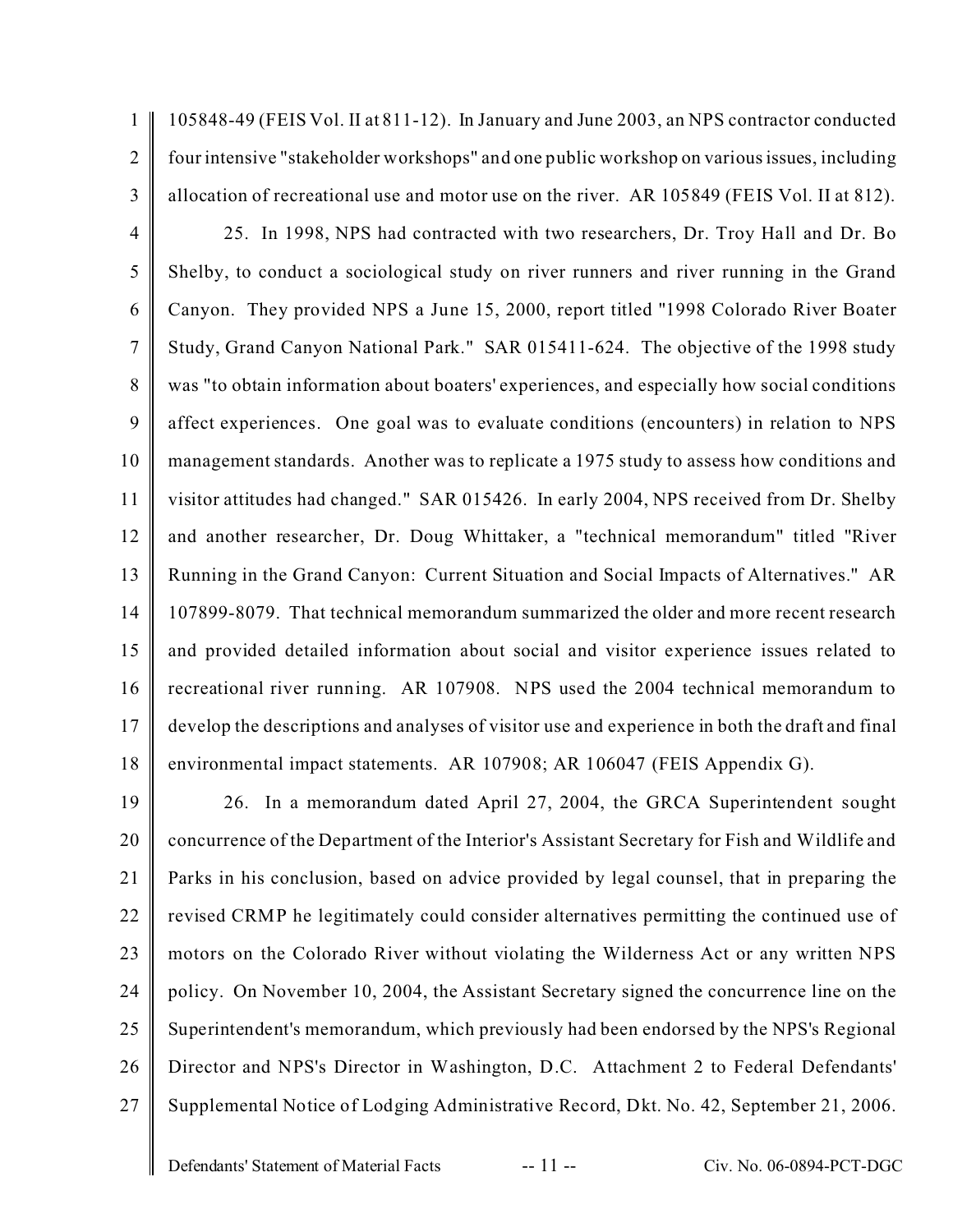105848-49 (FEIS Vol. II at 811-12). In January and June 2003, an NPS contractor conducted four intensive "stakeholder workshops" and one public workshop on various issues, including allocation of recreational use and motor use on the river. AR 105849 (FEIS Vol. II at 812).

25. In 1998, NPS had contracted with two researchers, Dr. Troy Hall and Dr. Bo Shelby, to conduct a sociological study on river runners and river running in the Grand Canyon. They provided NPS a June 15, 2000, report titled "1998 Colorado River Boater Study, Grand Canyon National Park." SAR 015411-624. The objective of the 1998 study was "to obtain information about boaters' experiences, and especially how social conditions affect experiences. One goal was to evaluate conditions (encounters) in relation to NPS management standards. Another was to replicate a 1975 study to assess how conditions and visitor attitudes had changed." SAR 015426. In early 2004, NPS received from Dr. Shelby and another researcher, Dr. Doug Whittaker, a "technical memorandum" titled "River Running in the Grand Canyon: Current Situation and Social Impacts of Alternatives." AR 107899-8079. That technical memorandum summarized the older and more recent research and provided detailed information about social and visitor experience issues related to recreational river running. AR 107908. NPS used the 2004 technical memorandum to develop the descriptions and analyses of visitor use and experience in both the draft and final environmental impact statements. AR 107908; AR 106047 (FEIS Appendix G).

26. In a memorandum dated April 27, 2004, the GRCA Superintendent sought concurrence of the Department of the Interior's Assistant Secretary for Fish and Wildlife and Parks in his conclusion, based on advice provided by legal counsel, that in preparing the revised CRMP he legitimately could consider alternatives permitting the continued use of motors on the Colorado River without violating the Wilderness Act or any written NPS policy. On November 10, 2004, the Assistant Secretary signed the concurrence line on the Superintendent's memorandum, which previously had been endorsed by the NPS's Regional Director and NPS's Director in Washington, D.C. Attachment 2 to Federal Defendants' Supplemental Notice of Lodging Administrative Record, Dkt. No. 42, September 21, 2006.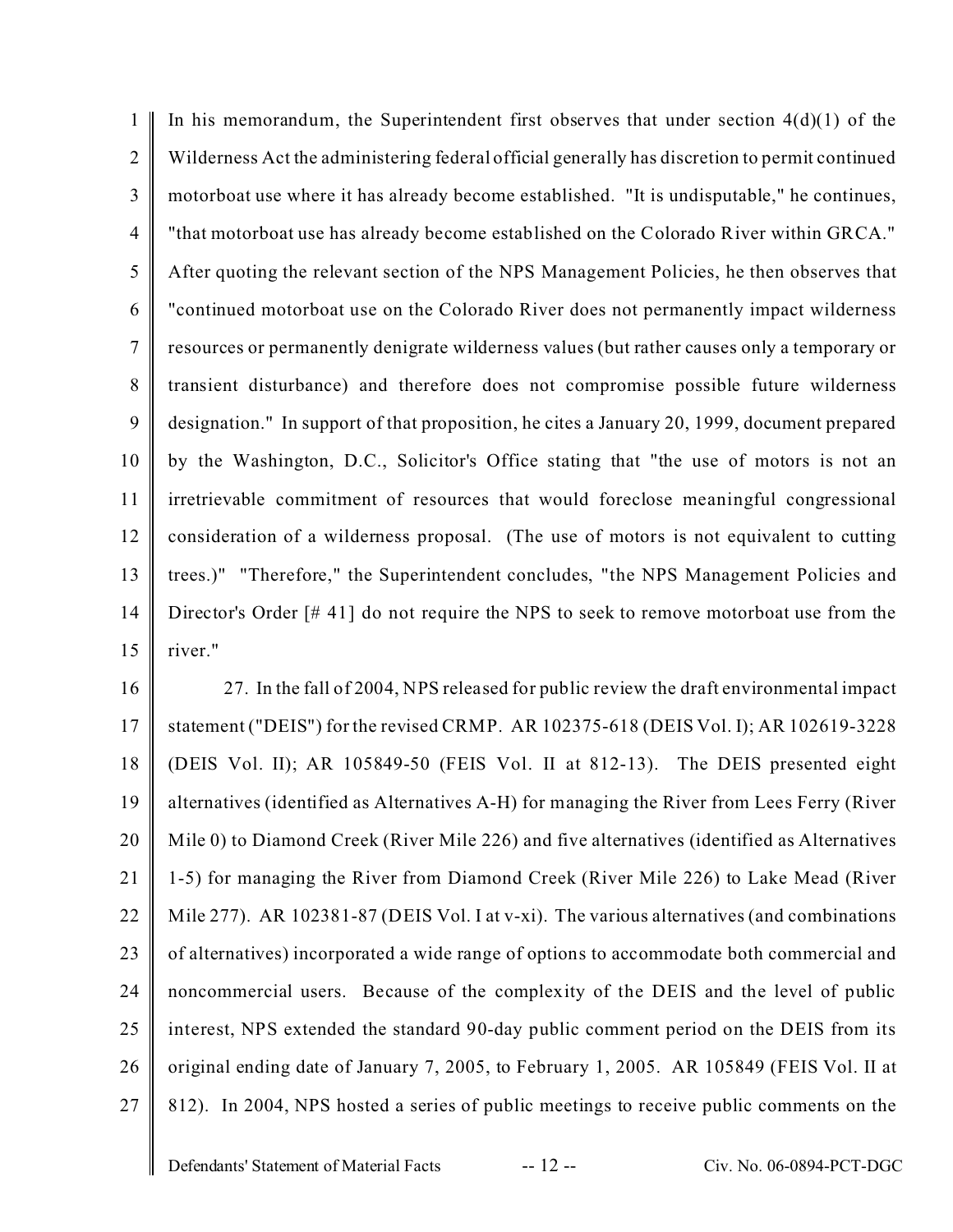In his memorandum, the Superintendent first observes that under section 4(d)(1) of the Wilderness Act the administering federal official generally has discretion to permit continued motorboat use where it has already become established. "It is undisputable," he continues, "that motorboat use has already become established on the Colorado River within GRCA." After quoting the relevant section of the NPS Management Policies, he then observes that "continued motorboat use on the Colorado River does not permanently impact wilderness resources or permanently denigrate wilderness values (but rather causes only a temporary or transient disturbance) and therefore does not compromise possible future wilderness designation." In support of that proposition, he cites a January 20, 1999, document prepared by the Washington, D.C., Solicitor's Office stating that "the use of motors is not an irretrievable commitment of resources that would foreclose meaningful congressional consideration of a wilderness proposal. (The use of motors is not equivalent to cutting trees.)" "Therefore," the Superintendent concludes, "the NPS Management Policies and Director's Order [# 41] do not require the NPS to seek to remove motorboat use from the river."

27. In the fall of 2004, NPS released for public review the draft environmental impact statement ("DEIS") for the revised CRMP. AR 102375-618 (DEIS Vol. I); AR 102619-3228 (DEIS Vol. II); AR 105849-50 (FEIS Vol. II at 812-13). The DEIS presented eight alternatives (identified as Alternatives A-H) for managing the River from Lees Ferry (River Mile 0) to Diamond Creek (River Mile 226) and five alternatives (identified as Alternatives 1-5) for managing the River from Diamond Creek (River Mile 226) to Lake Mead (River Mile 277). AR 102381-87 (DEIS Vol. I at v-xi). The various alternatives (and combinations of alternatives) incorporated a wide range of options to accommodate both commercial and noncommercial users. Because of the complexity of the DEIS and the level of public interest, NPS extended the standard 90-day public comment period on the DEIS from its original ending date of January 7, 2005, to February 1, 2005. AR 105849 (FEIS Vol. II at 812). In 2004, NPS hosted a series of public meetings to receive public comments on the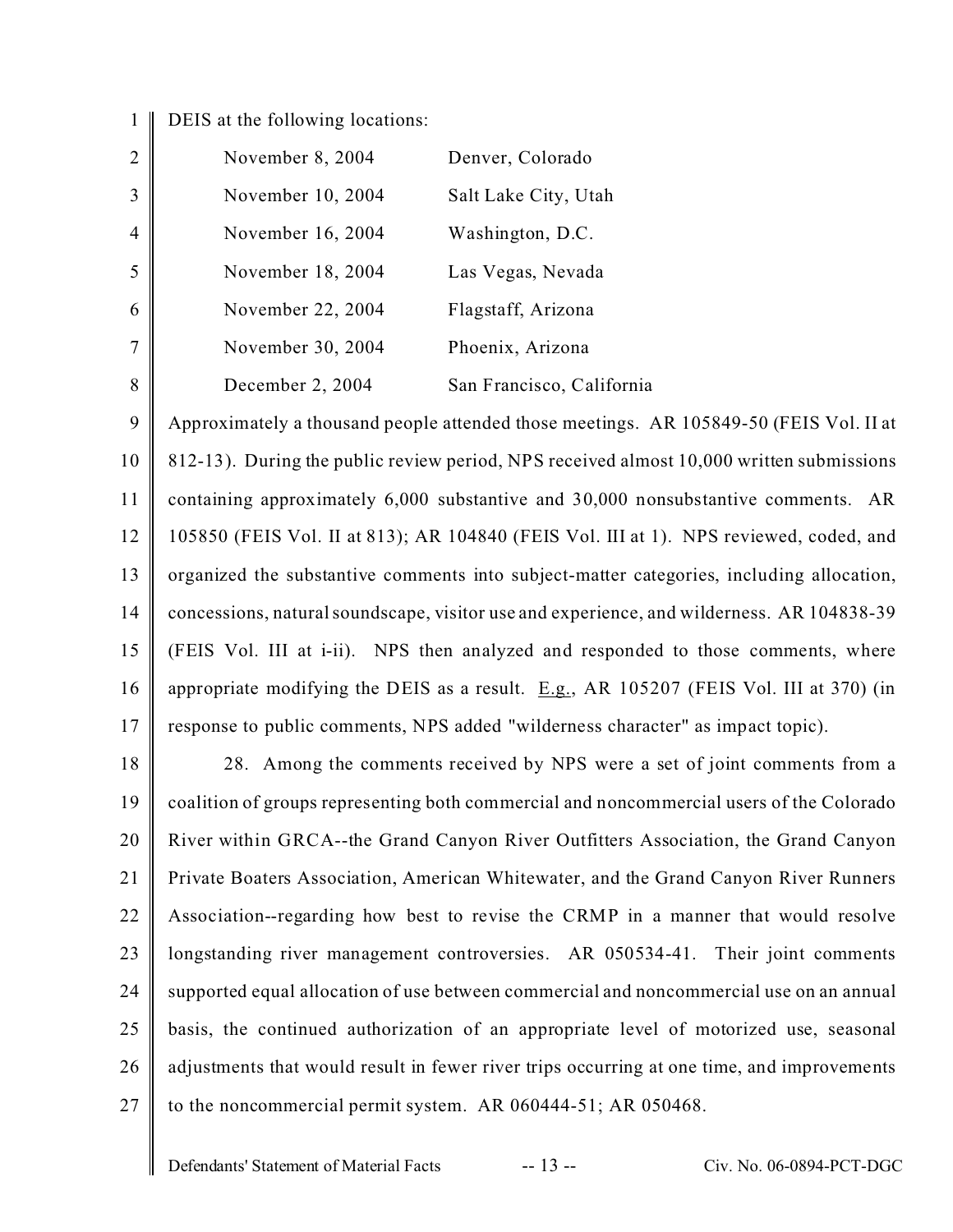DEIS at the following locations:

| | |
|---|---|
| November 8, 2004 | Denver, Colorado |
| November 10, 2004 | Salt Lake City, Utah |
| November 16, 2004 | Washington, D.C. |
| November 18, 2004 | Las Vegas, Nevada |
| November 22, 2004 | Flagstaff, Arizona |
| November 30, 2004 | Phoenix, Arizona |
| December 2, 2004 | San Francisco, California |

Approximately a thousand people attended those meetings. AR 105849-50 (FEIS Vol. II at 812-13). During the public review period, NPS received almost 10,000 written submissions containing approximately 6,000 substantive and 30,000 nonsubstantive comments. AR 105850 (FEIS Vol. II at 813); AR 104840 (FEIS Vol. III at 1). NPS reviewed, coded, and organized the substantive comments into subject-matter categories, including allocation, concessions, natural soundscape, visitor use and experience, and wilderness. AR 104838-39 (FEIS Vol. III at i-ii). NPS then analyzed and responded to those comments, where appropriate modifying the DEIS as a result. E.g., AR 105207 (FEIS Vol. III at 370) (in response to public comments, NPS added "wilderness character" as impact topic).

28. Among the comments received by NPS were a set of joint comments from a coalition of groups representing both commercial and noncommercial users of the Colorado River within GRCA--the Grand Canyon River Outfitters Association, the Grand Canyon Private Boaters Association, American Whitewater, and the Grand Canyon River Runners Association--regarding how best to revise the CRMP in a manner that would resolve longstanding river management controversies. AR 050534-41. Their joint comments supported equal allocation of use between commercial and noncommercial use on an annual basis, the continued authorization of an appropriate level of motorized use, seasonal adjustments that would result in fewer river trips occurring at one time, and improvements to the noncommercial permit system. AR 060444-51; AR 050468.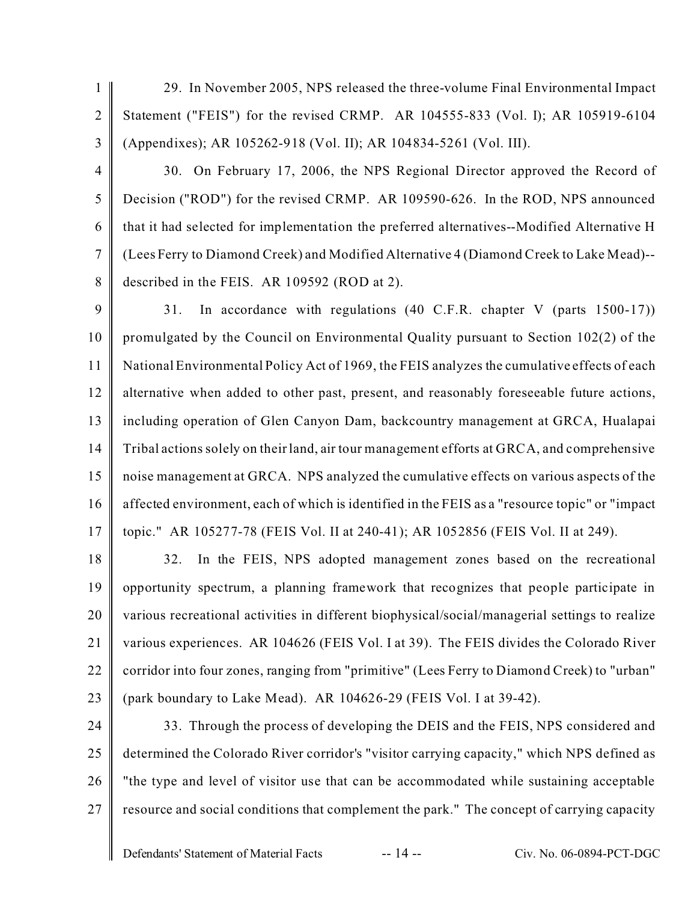29. In November 2005, NPS released the three-volume Final Environmental Impact Statement ("FEIS") for the revised CRMP. AR 104555-833 (Vol. I); AR 105919-6104 (Appendixes); AR 105262-918 (Vol. II); AR 104834-5261 (Vol. III).

30. On February 17, 2006, the NPS Regional Director approved the Record of Decision ("ROD") for the revised CRMP. AR 109590-626. In the ROD, NPS announced that it had selected for implementation the preferred alternatives--Modified Alternative H (Lees Ferry to Diamond Creek) and Modified Alternative 4 (Diamond Creek to Lake Mead)--described in the FEIS. AR 109592 (ROD at 2).

31. In accordance with regulations (40 C.F.R. chapter V (parts 1500-17)) promulgated by the Council on Environmental Quality pursuant to Section 102(2) of the National Environmental Policy Act of 1969, the FEIS analyzes the cumulative effects of each alternative when added to other past, present, and reasonably foreseeable future actions, including operation of Glen Canyon Dam, backcountry management at GRCA, Hualapai Tribal actions solely on their land, air tour management efforts at GRCA, and comprehensive noise management at GRCA. NPS analyzed the cumulative effects on various aspects of the affected environment, each of which is identified in the FEIS as a "resource topic" or "impact topic." AR 105277-78 (FEIS Vol. II at 240-41); AR 1052856 (FEIS Vol. II at 249).

32. In the FEIS, NPS adopted management zones based on the recreational opportunity spectrum, a planning framework that recognizes that people participate in various recreational activities in different biophysical/social/managerial settings to realize various experiences. AR 104626 (FEIS Vol. I at 39). The FEIS divides the Colorado River corridor into four zones, ranging from "primitive" (Lees Ferry to Diamond Creek) to "urban" (park boundary to Lake Mead). AR 104626-29 (FEIS Vol. I at 39-42).

33. Through the process of developing the DEIS and the FEIS, NPS considered and determined the Colorado River corridor's "visitor carrying capacity," which NPS defined as "the type and level of visitor use that can be accommodated while sustaining acceptable resource and social conditions that complement the park." The concept of carrying capacity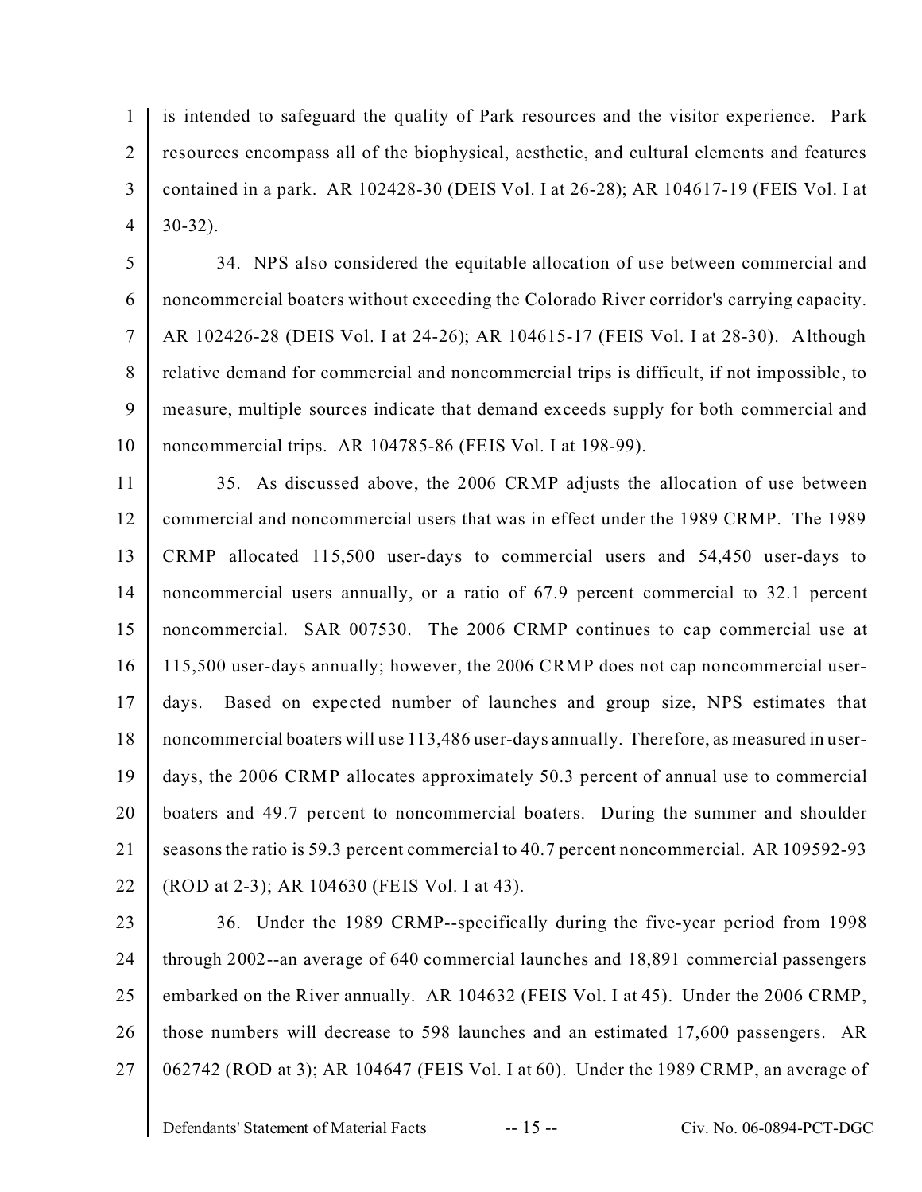is intended to safeguard the quality of Park resources and the visitor experience. Park resources encompass all of the biophysical, aesthetic, and cultural elements and features contained in a park. AR 102428-30 (DEIS Vol. I at 26-28); AR 104617-19 (FEIS Vol. I at 30-32).

34. NPS also considered the equitable allocation of use between commercial and noncommercial boaters without exceeding the Colorado River corridor's carrying capacity. AR 102426-28 (DEIS Vol. I at 24-26); AR 104615-17 (FEIS Vol. I at 28-30). Although relative demand for commercial and noncommercial trips is difficult, if not impossible, to measure, multiple sources indicate that demand exceeds supply for both commercial and noncommercial trips. AR 104785-86 (FEIS Vol. I at 198-99).

35. As discussed above, the 2006 CRMP adjusts the allocation of use between commercial and noncommercial users that was in effect under the 1989 CRMP. The 1989 CRMP allocated 115,500 user-days to commercial users and 54,450 user-days to noncommercial users annually, or a ratio of 67.9 percent commercial to 32.1 percent noncommercial. SAR 007530. The 2006 CRMP continues to cap commercial use at 115,500 user-days annually; however, the 2006 CRMP does not cap noncommercial user-days. Based on expected number of launches and group size, NPS estimates that noncommercial boaters will use 113,486 user-days annually. Therefore, as measured in user-days, the 2006 CRMP allocates approximately 50.3 percent of annual use to commercial boaters and 49.7 percent to noncommercial boaters. During the summer and shoulder seasons the ratio is 59.3 percent commercial to 40.7 percent noncommercial. AR 109592-93 (ROD at 2-3); AR 104630 (FEIS Vol. I at 43).

36. Under the 1989 CRMP--specifically during the five-year period from 1998 through 2002--an average of 640 commercial launches and 18,891 commercial passengers embarked on the River annually. AR 104632 (FEIS Vol. I at 45). Under the 2006 CRMP, those numbers will decrease to 598 launches and an estimated 17,600 passengers. AR 062742 (ROD at 3); AR 104647 (FEIS Vol. I at 60). Under the 1989 CRMP, an average of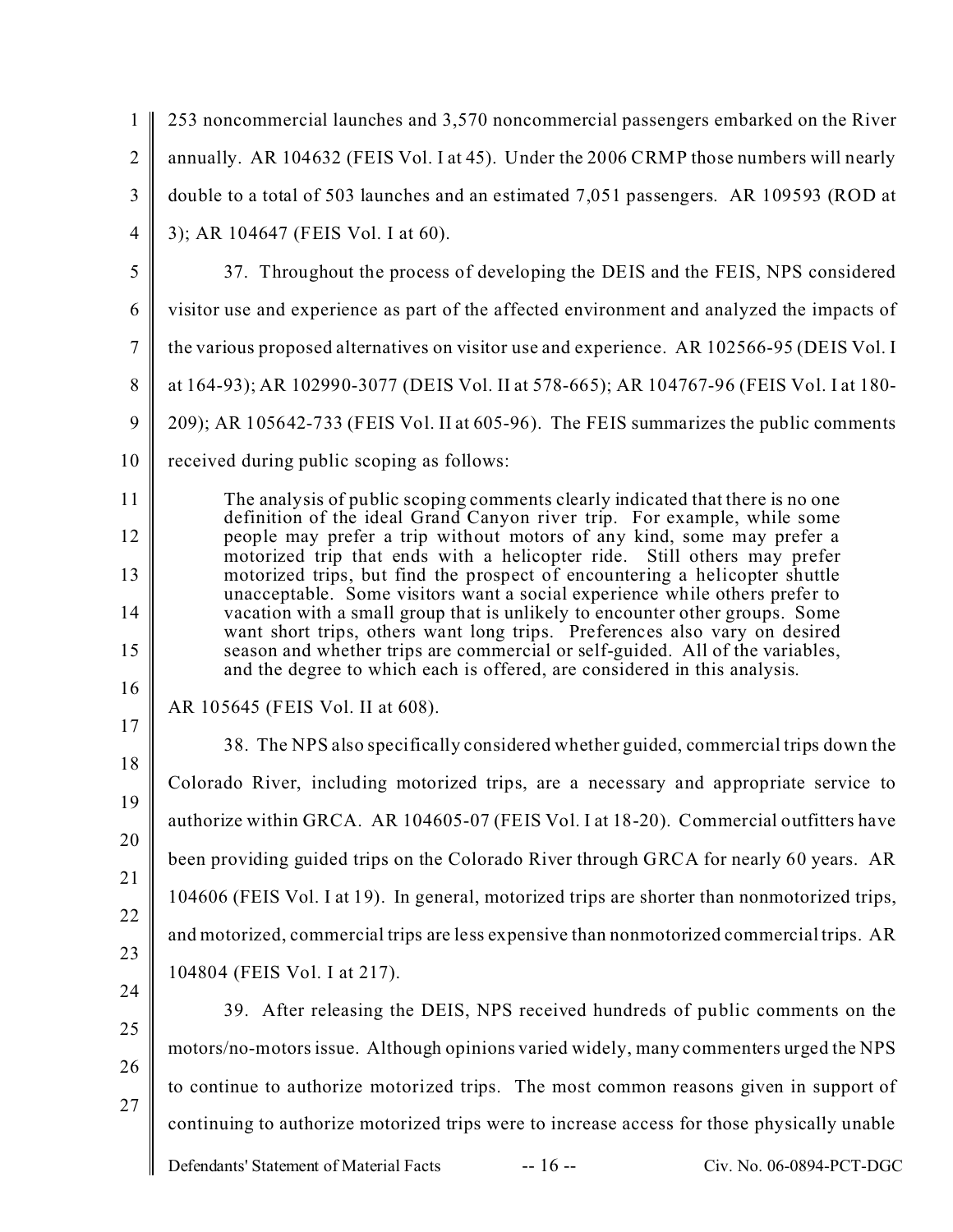253 noncommercial launches and 3,570 noncommercial passengers embarked on the River annually. AR 104632 (FEIS Vol. I at 45). Under the 2006 CRMP those numbers will nearly double to a total of 503 launches and an estimated 7,051 passengers. AR 109593 (ROD at 3); AR 104647 (FEIS Vol. I at 60).

37. Throughout the process of developing the DEIS and the FEIS, NPS considered visitor use and experience as part of the affected environment and analyzed the impacts of the various proposed alternatives on visitor use and experience. AR 102566-95 (DEIS Vol. I at 164-93); AR 102990-3077 (DEIS Vol. II at 578-665); AR 104767-96 (FEIS Vol. I at 180-209); AR 105642-733 (FEIS Vol. II at 605-96). The FEIS summarizes the public comments received during public scoping as follows:

> The analysis of public scoping comments clearly indicated that there is no one definition of the ideal Grand Canyon river trip. For example, while some people may prefer a trip without motors of any kind, some may prefer a motorized trip that ends with a helicopter ride. Still others may prefer motorized trips, but find the prospect of encountering a helicopter shuttle unacceptable. Some visitors want a social experience while others prefer to vacation with a small group that is unlikely to encounter other groups. Some want short trips, others want long trips. Preferences also vary on desired season and whether trips are commercial or self-guided. All of the variables, and the degree to which each is offered, are considered in this analysis.

AR 105645 (FEIS Vol. II at 608).

38. The NPS also specifically considered whether guided, commercial trips down the Colorado River, including motorized trips, are a necessary and appropriate service to authorize within GRCA. AR 104605-07 (FEIS Vol. I at 18-20). Commercial outfitters have been providing guided trips on the Colorado River through GRCA for nearly 60 years. AR 104606 (FEIS Vol. I at 19). In general, motorized trips are shorter than nonmotorized trips, and motorized, commercial trips are less expensive than nonmotorized commercial trips. AR 104804 (FEIS Vol. I at 217).

39. After releasing the DEIS, NPS received hundreds of public comments on the motors/no-motors issue. Although opinions varied widely, many commenters urged the NPS to continue to authorize motorized trips. The most common reasons given in support of continuing to authorize motorized trips were to increase access for those physically unable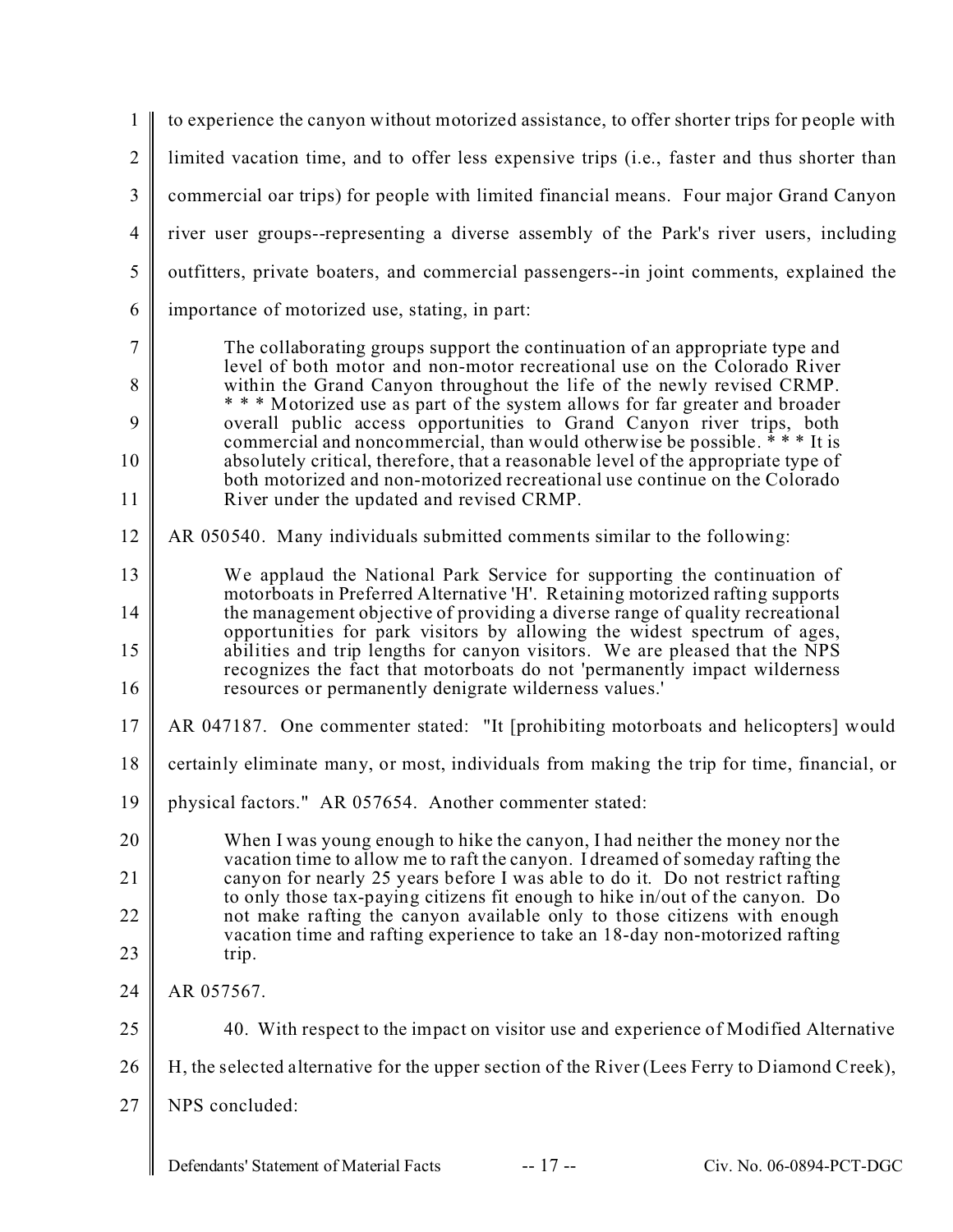to experience the canyon without motorized assistance, to offer shorter trips for people with limited vacation time, and to offer less expensive trips (i.e., faster and thus shorter than commercial oar trips) for people with limited financial means. Four major Grand Canyon river user groups--representing a diverse assembly of the Park's river users, including outfitters, private boaters, and commercial passengers--in joint comments, explained the importance of motorized use, stating, in part:

> The collaborating groups support the continuation of an appropriate type and level of both motor and non-motor recreational use on the Colorado River within the Grand Canyon throughout the life of the newly revised CRMP. * * * Motorized use as part of the system allows for far greater and broader overall public access opportunities to Grand Canyon river trips, both commercial and noncommercial, than would otherwise be possible. * * * It is absolutely critical, therefore, that a reasonable level of the appropriate type of both motorized and non-motorized recreational use continue on the Colorado River under the updated and revised CRMP.

AR 050540. Many individuals submitted comments similar to the following:

> We applaud the National Park Service for supporting the continuation of motorboats in Preferred Alternative 'H'. Retaining motorized rafting supports the management objective of providing a diverse range of quality recreational opportunities for park visitors by allowing the widest spectrum of ages, abilities and trip lengths for canyon visitors. We are pleased that the NPS recognizes the fact that motorboats do not 'permanently impact wilderness resources or permanently denigrate wilderness values.'

AR 047187. One commenter stated: "It [prohibiting motorboats and helicopters] would certainly eliminate many, or most, individuals from making the trip for time, financial, or physical factors." AR 057654. Another commenter stated:

> When I was young enough to hike the canyon, I had neither the money nor the vacation time to allow me to raft the canyon. I dreamed of someday rafting the canyon for nearly 25 years before I was able to do it. Do not restrict rafting to only those tax-paying citizens fit enough to hike in/out of the canyon. Do not make rafting the canyon available only to those citizens with enough vacation time and rafting experience to take an 18-day non-motorized rafting trip.

AR 057567.

40. With respect to the impact on visitor use and experience of Modified Alternative H, the selected alternative for the upper section of the River (Lees Ferry to Diamond Creek), NPS concluded: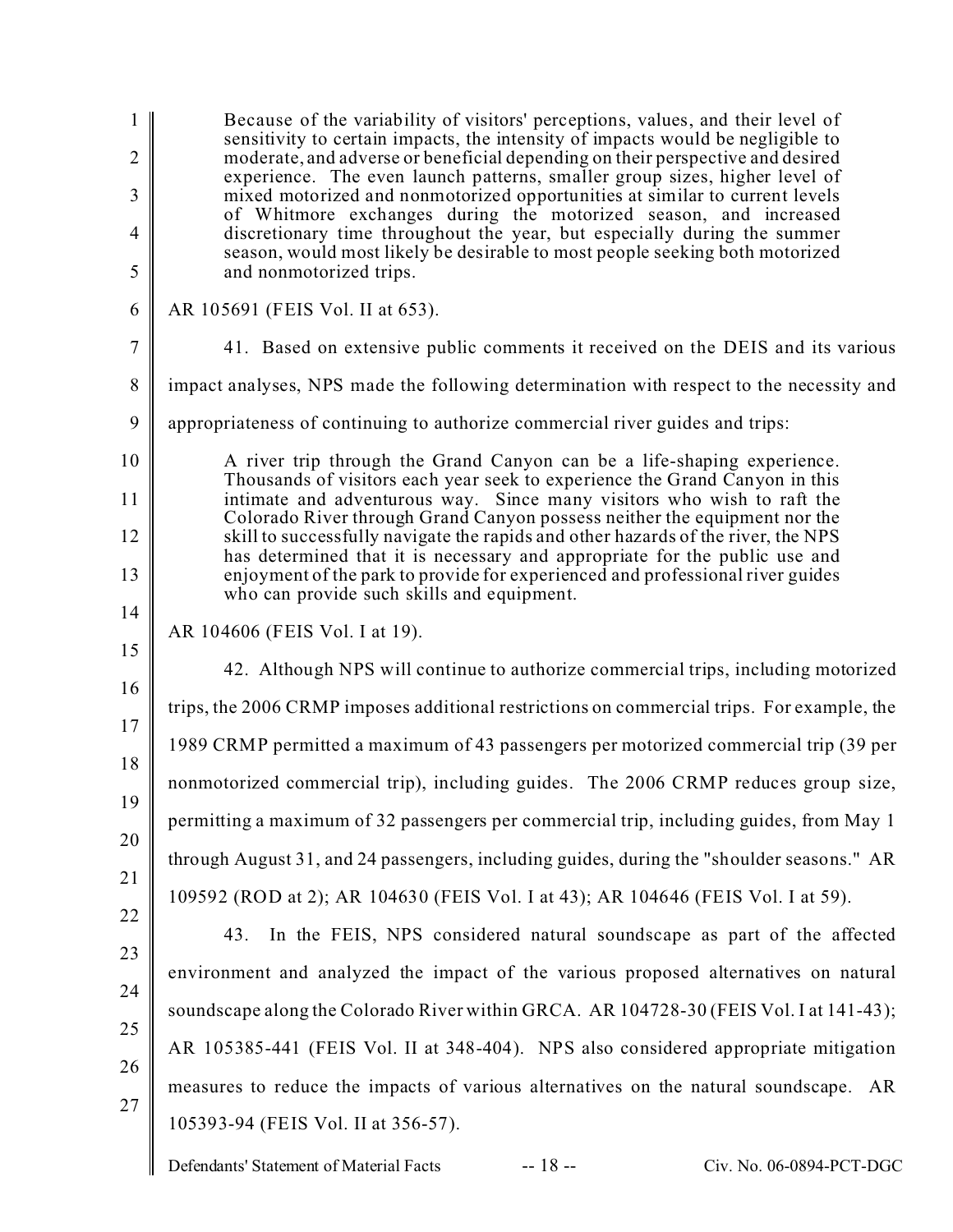> Because of the variability of visitors' perceptions, values, and their level of sensitivity to certain impacts, the intensity of impacts would be negligible to moderate, and adverse or beneficial depending on their perspective and desired experience. The even launch patterns, smaller group sizes, higher level of mixed motorized and nonmotorized opportunities at similar to current levels of Whitmore exchanges during the motorized season, and increased discretionary time throughout the year, but especially during the summer season, would most likely be desirable to most people seeking both motorized and nonmotorized trips.

AR 105691 (FEIS Vol. II at 653).

41. Based on extensive public comments it received on the DEIS and its various impact analyses, NPS made the following determination with respect to the necessity and appropriateness of continuing to authorize commercial river guides and trips:

> A river trip through the Grand Canyon can be a life-shaping experience. Thousands of visitors each year seek to experience the Grand Canyon in this intimate and adventurous way. Since many visitors who wish to raft the Colorado River through Grand Canyon possess neither the equipment nor the skill to successfully navigate the rapids and other hazards of the river, the NPS has determined that it is necessary and appropriate for the public use and enjoyment of the park to provide for experienced and professional river guides who can provide such skills and equipment.

AR 104606 (FEIS Vol. I at 19).

42. Although NPS will continue to authorize commercial trips, including motorized trips, the 2006 CRMP imposes additional restrictions on commercial trips. For example, the 1989 CRMP permitted a maximum of 43 passengers per motorized commercial trip (39 per nonmotorized commercial trip), including guides. The 2006 CRMP reduces group size, permitting a maximum of 32 passengers per commercial trip, including guides, from May 1 through August 31, and 24 passengers, including guides, during the "shoulder seasons." AR 109592 (ROD at 2); AR 104630 (FEIS Vol. I at 43); AR 104646 (FEIS Vol. I at 59).

43. In the FEIS, NPS considered natural soundscape as part of the affected environment and analyzed the impact of the various proposed alternatives on natural soundscape along the Colorado River within GRCA. AR 104728-30 (FEIS Vol. I at 141-43); AR 105385-441 (FEIS Vol. II at 348-404). NPS also considered appropriate mitigation measures to reduce the impacts of various alternatives on the natural soundscape. AR 105393-94 (FEIS Vol. II at 356-57).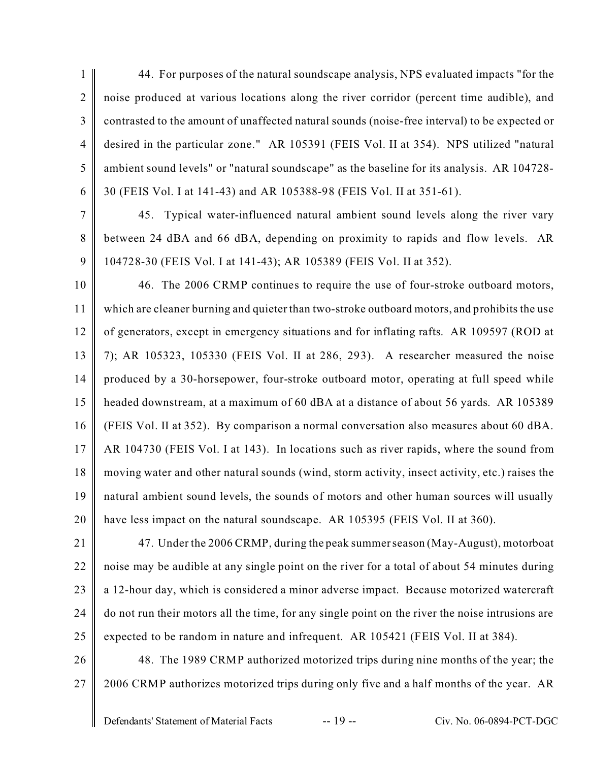44. For purposes of the natural soundscape analysis, NPS evaluated impacts "for the noise produced at various locations along the river corridor (percent time audible), and contrasted to the amount of unaffected natural sounds (noise-free interval) to be expected or desired in the particular zone." AR 105391 (FEIS Vol. II at 354). NPS utilized "natural ambient sound levels" or "natural soundscape" as the baseline for its analysis. AR 104728-30 (FEIS Vol. I at 141-43) and AR 105388-98 (FEIS Vol. II at 351-61).

45. Typical water-influenced natural ambient sound levels along the river vary between 24 dBA and 66 dBA, depending on proximity to rapids and flow levels. AR 104728-30 (FEIS Vol. I at 141-43); AR 105389 (FEIS Vol. II at 352).

46. The 2006 CRMP continues to require the use of four-stroke outboard motors, which are cleaner burning and quieter than two-stroke outboard motors, and prohibits the use of generators, except in emergency situations and for inflating rafts. AR 109597 (ROD at 7); AR 105323, 105330 (FEIS Vol. II at 286, 293). A researcher measured the noise produced by a 30-horsepower, four-stroke outboard motor, operating at full speed while headed downstream, at a maximum of 60 dBA at a distance of about 56 yards. AR 105389 (FEIS Vol. II at 352). By comparison a normal conversation also measures about 60 dBA. AR 104730 (FEIS Vol. I at 143). In locations such as river rapids, where the sound from moving water and other natural sounds (wind, storm activity, insect activity, etc.) raises the natural ambient sound levels, the sounds of motors and other human sources will usually have less impact on the natural soundscape. AR 105395 (FEIS Vol. II at 360).

47. Under the 2006 CRMP, during the peak summer season (May-August), motorboat noise may be audible at any single point on the river for a total of about 54 minutes during a 12-hour day, which is considered a minor adverse impact. Because motorized watercraft do not run their motors all the time, for any single point on the river the noise intrusions are expected to be random in nature and infrequent. AR 105421 (FEIS Vol. II at 384).

48. The 1989 CRMP authorized motorized trips during nine months of the year; the 2006 CRMP authorizes motorized trips during only five and a half months of the year. AR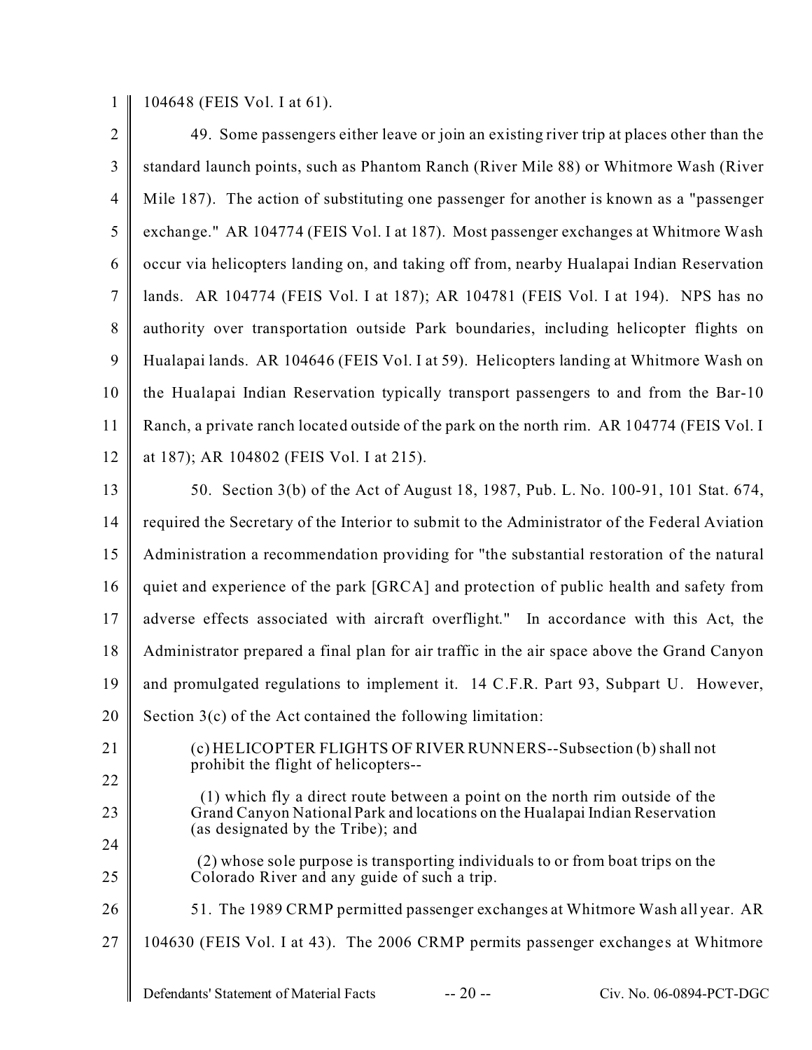104648 (FEIS Vol. I at 61).

49. Some passengers either leave or join an existing river trip at places other than the standard launch points, such as Phantom Ranch (River Mile 88) or Whitmore Wash (River Mile 187). The action of substituting one passenger for another is known as a "passenger exchange." AR 104774 (FEIS Vol. I at 187). Most passenger exchanges at Whitmore Wash occur via helicopters landing on, and taking off from, nearby Hualapai Indian Reservation lands. AR 104774 (FEIS Vol. I at 187); AR 104781 (FEIS Vol. I at 194). NPS has no authority over transportation outside Park boundaries, including helicopter flights on Hualapai lands. AR 104646 (FEIS Vol. I at 59). Helicopters landing at Whitmore Wash on the Hualapai Indian Reservation typically transport passengers to and from the Bar-10 Ranch, a private ranch located outside of the park on the north rim. AR 104774 (FEIS Vol. I at 187); AR 104802 (FEIS Vol. I at 215).

50. Section 3(b) of the Act of August 18, 1987, Pub. L. No. 100-91, 101 Stat. 674, required the Secretary of the Interior to submit to the Administrator of the Federal Aviation Administration a recommendation providing for "the substantial restoration of the natural quiet and experience of the park [GRCA] and protection of public health and safety from adverse effects associated with aircraft overflight." In accordance with this Act, the Administrator prepared a final plan for air traffic in the air space above the Grand Canyon and promulgated regulations to implement it. 14 C.F.R. Part 93, Subpart U. However, Section 3(c) of the Act contained the following limitation:

> (c) HELICOPTER FLIGHTS OF RIVER RUNNERS--Subsection (b) shall not prohibit the flight of helicopters--
>
> (1) which fly a direct route between a point on the north rim outside of the Grand Canyon National Park and locations on the Hualapai Indian Reservation (as designated by the Tribe); and
>
> (2) whose sole purpose is transporting individuals to or from boat trips on the Colorado River and any guide of such a trip.

51. The 1989 CRMP permitted passenger exchanges at Whitmore Wash all year. AR 104630 (FEIS Vol. I at 43). The 2006 CRMP permits passenger exchanges at Whitmore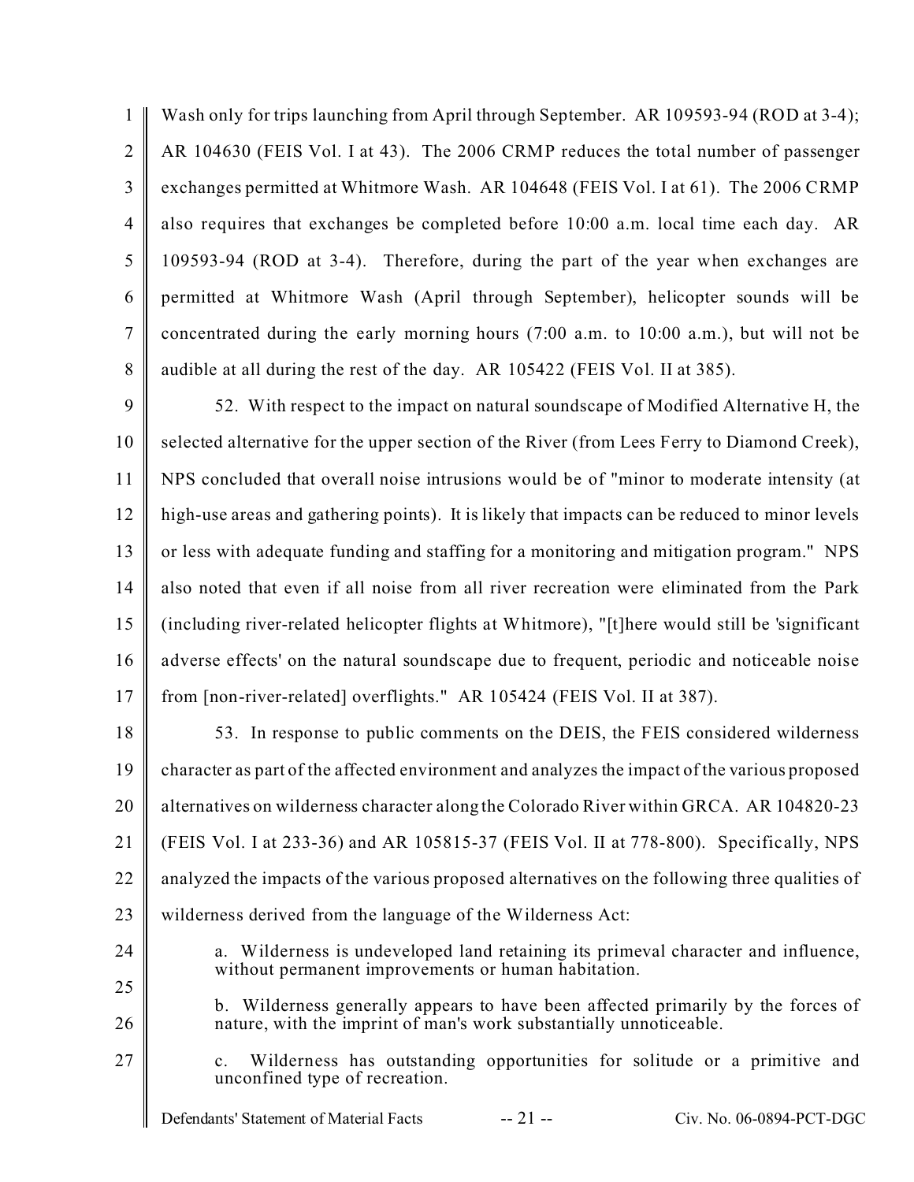Wash only for trips launching from April through September. AR 109593-94 (ROD at 3-4); AR 104630 (FEIS Vol. I at 43). The 2006 CRMP reduces the total number of passenger exchanges permitted at Whitmore Wash. AR 104648 (FEIS Vol. I at 61). The 2006 CRMP also requires that exchanges be completed before 10:00 a.m. local time each day. AR 109593-94 (ROD at 3-4). Therefore, during the part of the year when exchanges are permitted at Whitmore Wash (April through September), helicopter sounds will be concentrated during the early morning hours (7:00 a.m. to 10:00 a.m.), but will not be audible at all during the rest of the day. AR 105422 (FEIS Vol. II at 385).

52. With respect to the impact on natural soundscape of Modified Alternative H, the selected alternative for the upper section of the River (from Lees Ferry to Diamond Creek), NPS concluded that overall noise intrusions would be of "minor to moderate intensity (at high-use areas and gathering points). It is likely that impacts can be reduced to minor levels or less with adequate funding and staffing for a monitoring and mitigation program." NPS also noted that even if all noise from all river recreation were eliminated from the Park (including river-related helicopter flights at Whitmore), "[t]here would still be 'significant adverse effects' on the natural soundscape due to frequent, periodic and noticeable noise from [non-river-related] overflights." AR 105424 (FEIS Vol. II at 387).

53. In response to public comments on the DEIS, the FEIS considered wilderness character as part of the affected environment and analyzes the impact of the various proposed alternatives on wilderness character along the Colorado River within GRCA. AR 104820-23 (FEIS Vol. I at 233-36) and AR 105815-37 (FEIS Vol. II at 778-800). Specifically, NPS analyzed the impacts of the various proposed alternatives on the following three qualities of wilderness derived from the language of the Wilderness Act:

> a. Wilderness is undeveloped land retaining its primeval character and influence, without permanent improvements or human habitation.
>
> b. Wilderness generally appears to have been affected primarily by the forces of nature, with the imprint of man's work substantially unnoticeable.
>
> c. Wilderness has outstanding opportunities for solitude or a primitive and unconfined type of recreation.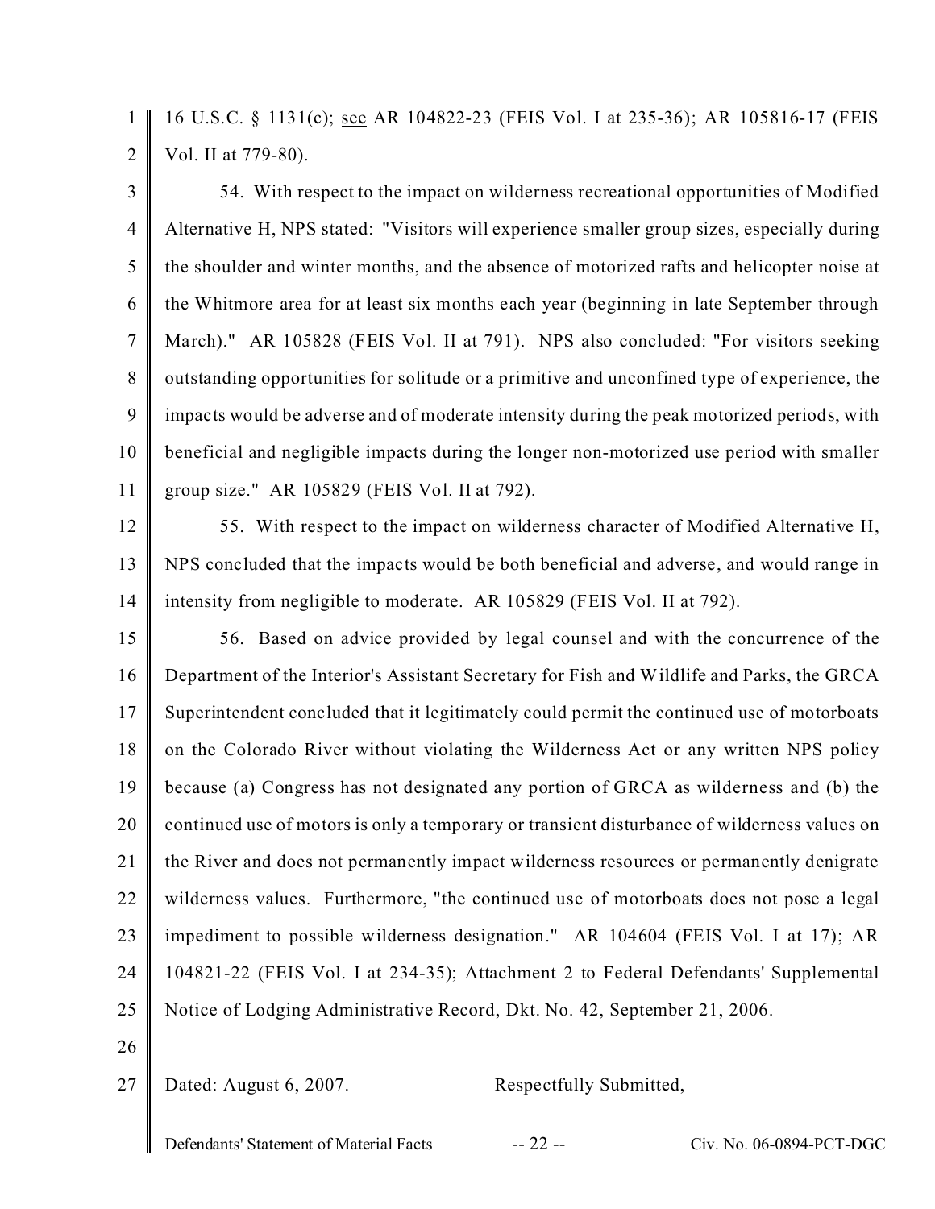16 U.S.C. § 1131(c); see AR 104822-23 (FEIS Vol. I at 235-36); AR 105816-17 (FEIS Vol. II at 779-80).

54. With respect to the impact on wilderness recreational opportunities of Modified Alternative H, NPS stated: "Visitors will experience smaller group sizes, especially during the shoulder and winter months, and the absence of motorized rafts and helicopter noise at the Whitmore area for at least six months each year (beginning in late September through March)." AR 105828 (FEIS Vol. II at 791). NPS also concluded: "For visitors seeking outstanding opportunities for solitude or a primitive and unconfined type of experience, the impacts would be adverse and of moderate intensity during the peak motorized periods, with beneficial and negligible impacts during the longer non-motorized use period with smaller group size." AR 105829 (FEIS Vol. II at 792).

55. With respect to the impact on wilderness character of Modified Alternative H, NPS concluded that the impacts would be both beneficial and adverse, and would range in intensity from negligible to moderate. AR 105829 (FEIS Vol. II at 792).

56. Based on advice provided by legal counsel and with the concurrence of the Department of the Interior's Assistant Secretary for Fish and Wildlife and Parks, the GRCA Superintendent concluded that it legitimately could permit the continued use of motorboats on the Colorado River without violating the Wilderness Act or any written NPS policy because (a) Congress has not designated any portion of GRCA as wilderness and (b) the continued use of motors is only a temporary or transient disturbance of wilderness values on the River and does not permanently impact wilderness resources or permanently denigrate wilderness values. Furthermore, "the continued use of motorboats does not pose a legal impediment to possible wilderness designation." AR 104604 (FEIS Vol. I at 17); AR 104821-22 (FEIS Vol. I at 234-35); Attachment 2 to Federal Defendants' Supplemental Notice of Lodging Administrative Record, Dkt. No. 42, September 21, 2006.

Dated: August 6, 2007. Respectfully Submitted,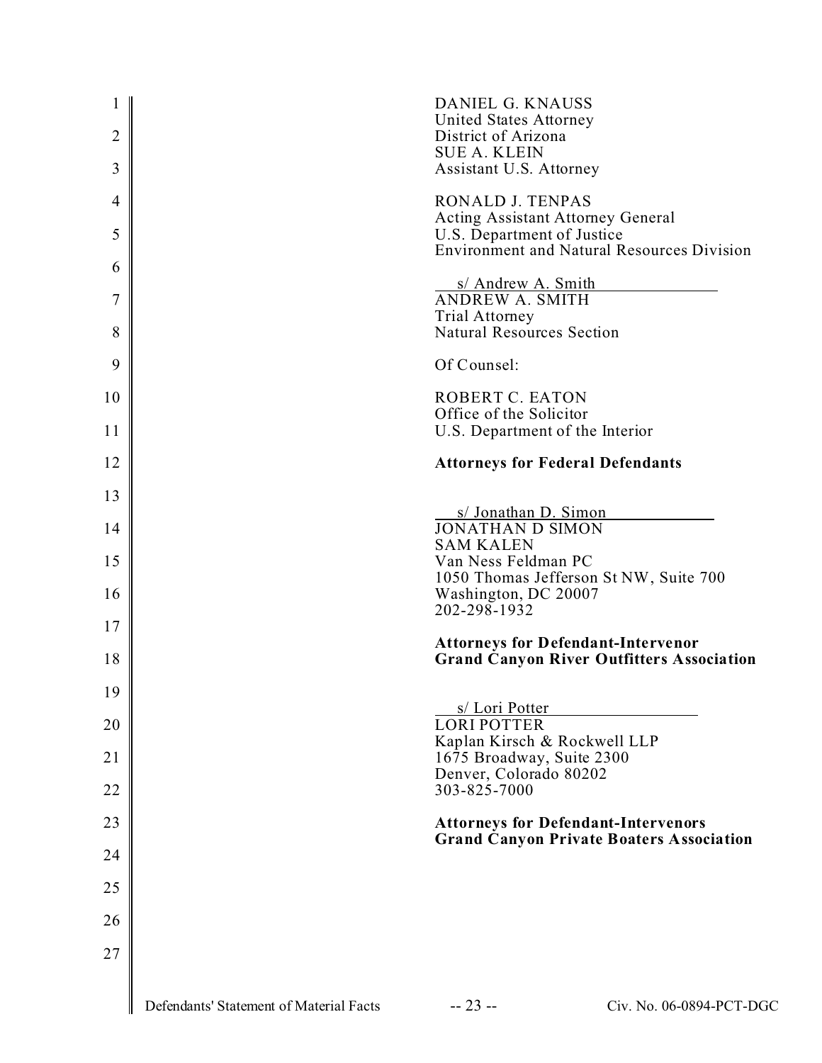DANIEL G. KNAUSS
United States Attorney
District of Arizona
SUE A. KLEIN
Assistant U.S. Attorney

RONALD J. TENPAS
Acting Assistant Attorney General
U.S. Department of Justice
Environment and Natural Resources Division

s/ Andrew A. Smith
ANDREW A. SMITH
Trial Attorney
Natural Resources Section

Of Counsel:

ROBERT C. EATON
Office of the Solicitor
U.S. Department of the Interior

**Attorneys for Federal Defendants**

s/ Jonathan D. Simon
JONATHAN D SIMON
SAM KALEN
Van Ness Feldman PC
1050 Thomas Jefferson St NW, Suite 700
Washington, DC 20007
202-298-1932

**Attorneys for Defendant-Intervenor**
**Grand Canyon River Outfitters Association**

s/ Lori Potter
LORI POTTER
Kaplan Kirsch & Rockwell LLP
1675 Broadway, Suite 2300
Denver, Colorado 80202
303-825-7000

**Attorneys for Defendant-Intervenors**
**Grand Canyon Private Boaters Association**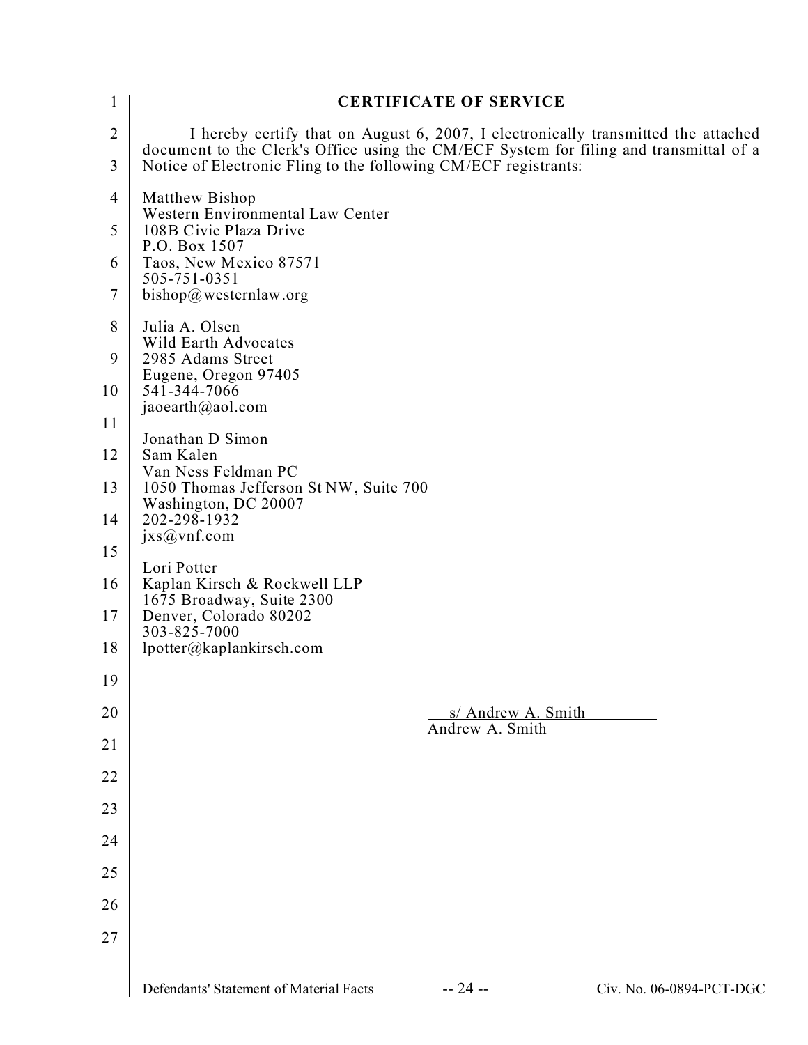**CERTIFICATE OF SERVICE**

I hereby certify that on August 6, 2007, I electronically transmitted the attached document to the Clerk's Office using the CM/ECF System for filing and transmittal of a Notice of Electronic Fling to the following CM/ECF registrants:

Matthew Bishop
Western Environmental Law Center
108B Civic Plaza Drive
P.O. Box 1507
Taos, New Mexico 87571
505-751-0351
bishop@westernlaw.org

Julia A. Olsen
Wild Earth Advocates
2985 Adams Street
Eugene, Oregon 97405
541-344-7066
jaoearth@aol.com

Jonathan D Simon
Sam Kalen
Van Ness Feldman PC
1050 Thomas Jefferson St NW, Suite 700
Washington, DC 20007
202-298-1932
jxs@vnf.com

Lori Potter
Kaplan Kirsch & Rockwell LLP
1675 Broadway, Suite 2300
Denver, Colorado 80202
303-825-7000
lpotter@kaplankirsch.com

s/ Andrew A. Smith
Andrew A. Smith

Defendants' Statement of Material Facts -- 24 -- Civ. No. 06-0894-PCT-DGC